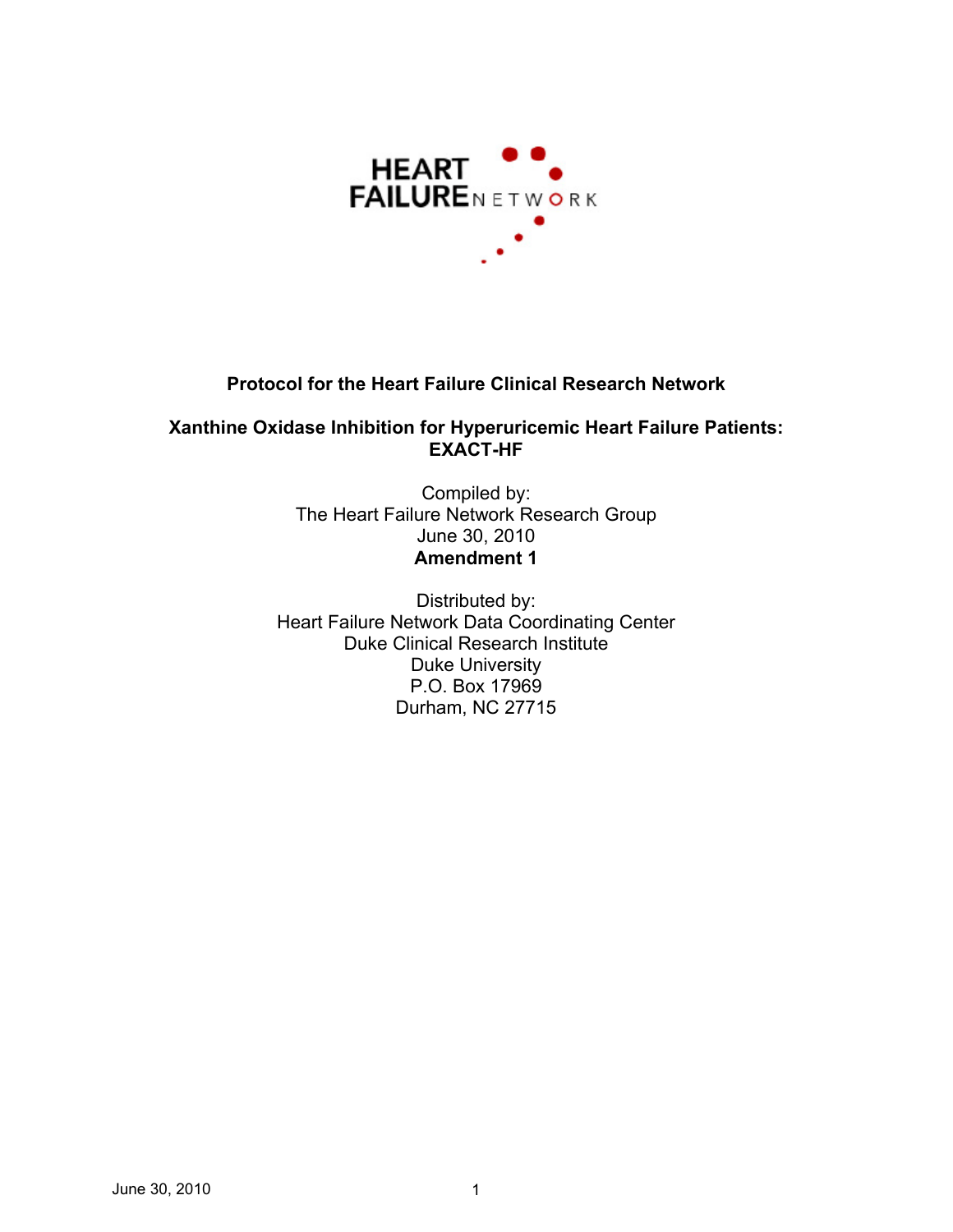HEART FAILURE NETWORK

**Protocol for the Heart Failure Clinical Research Network**

**Xanthine Oxidase Inhibition for Hyperuricemic Heart Failure Patients: EXACT-HF**

Compiled by:
The Heart Failure Network Research Group
June 30, 2010
**Amendment 1**

Distributed by:
Heart Failure Network Data Coordinating Center
Duke Clinical Research Institute
Duke University
P.O. Box 17969
Durham, NC 27715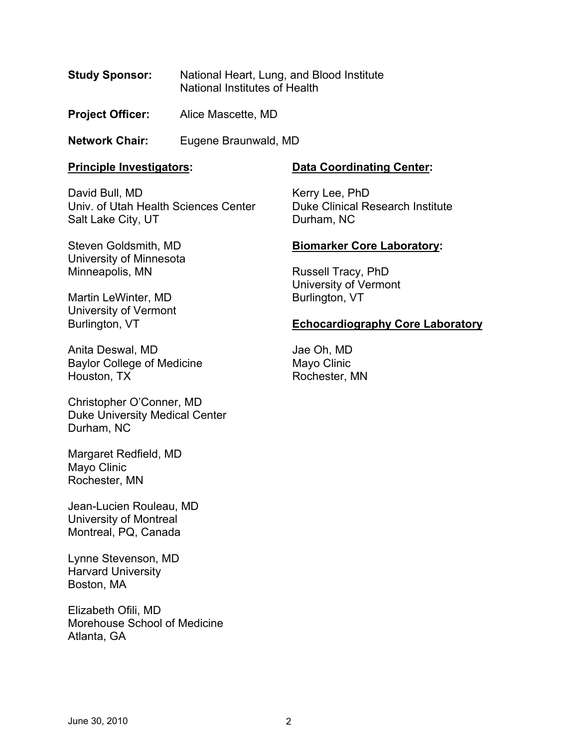**Study Sponsor:** National Heart, Lung, and Blood Institute
National Institutes of Health

**Project Officer:** Alice Mascette, MD

**Network Chair:** Eugene Braunwald, MD

**Principle Investigators:**

David Bull, MD
Univ. of Utah Health Sciences Center
Salt Lake City, UT

Steven Goldsmith, MD
University of Minnesota
Minneapolis, MN

Martin LeWinter, MD
University of Vermont
Burlington, VT

Anita Deswal, MD
Baylor College of Medicine
Houston, TX

Christopher O'Conner, MD
Duke University Medical Center
Durham, NC

Margaret Redfield, MD
Mayo Clinic
Rochester, MN

Jean-Lucien Rouleau, MD
University of Montreal
Montreal, PQ, Canada

Lynne Stevenson, MD
Harvard University
Boston, MA

Elizabeth Ofili, MD
Morehouse School of Medicine
Atlanta, GA

**Data Coordinating Center:**

Kerry Lee, PhD
Duke Clinical Research Institute
Durham, NC

**Biomarker Core Laboratory:**

Russell Tracy, PhD
University of Vermont
Burlington, VT

**Echocardiography Core Laboratory**

Jae Oh, MD
Mayo Clinic
Rochester, MN

June 30, 2010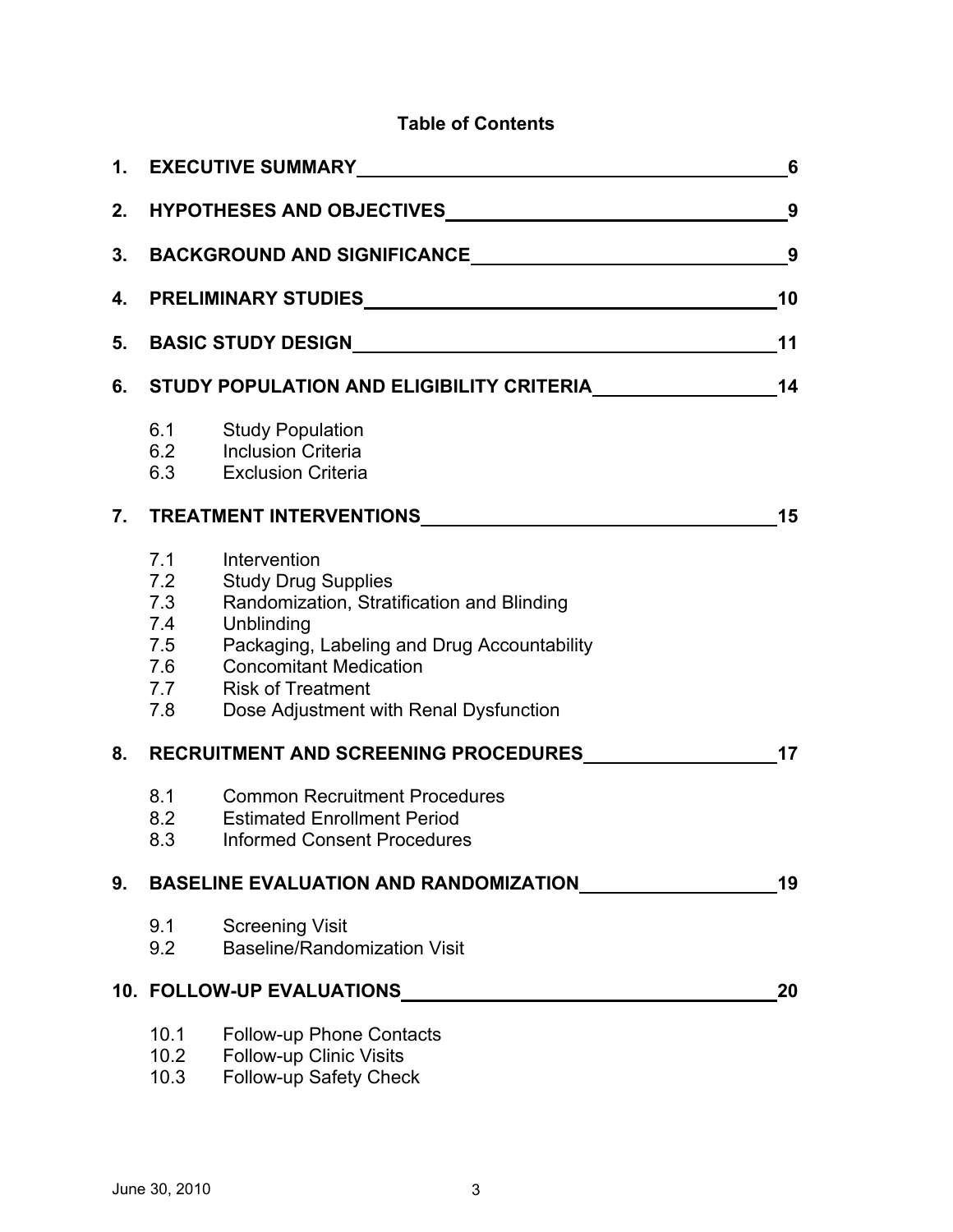# Table of Contents

1. **EXECUTIVE SUMMARY** 6
2. **HYPOTHESES AND OBJECTIVES** 9
3. **BACKGROUND AND SIGNIFICANCE** 9
4. **PRELIMINARY STUDIES** 10
5. **BASIC STUDY DESIGN** 11
6. **STUDY POPULATION AND ELIGIBILITY CRITERIA** 14
   - 6.1 Study Population
   - 6.2 Inclusion Criteria
   - 6.3 Exclusion Criteria
7. **TREATMENT INTERVENTIONS** 15
   - 7.1 Intervention
   - 7.2 Study Drug Supplies
   - 7.3 Randomization, Stratification and Blinding
   - 7.4 Unblinding
   - 7.5 Packaging, Labeling and Drug Accountability
   - 7.6 Concomitant Medication
   - 7.7 Risk of Treatment
   - 7.8 Dose Adjustment with Renal Dysfunction
8. **RECRUITMENT AND SCREENING PROCEDURES** 17
   - 8.1 Common Recruitment Procedures
   - 8.2 Estimated Enrollment Period
   - 8.3 Informed Consent Procedures
9. **BASELINE EVALUATION AND RANDOMIZATION** 19
   - 9.1 Screening Visit
   - 9.2 Baseline/Randomization Visit
10. **FOLLOW-UP EVALUATIONS** 20
    - 10.1 Follow-up Phone Contacts
    - 10.2 Follow-up Clinic Visits
    - 10.3 Follow-up Safety Check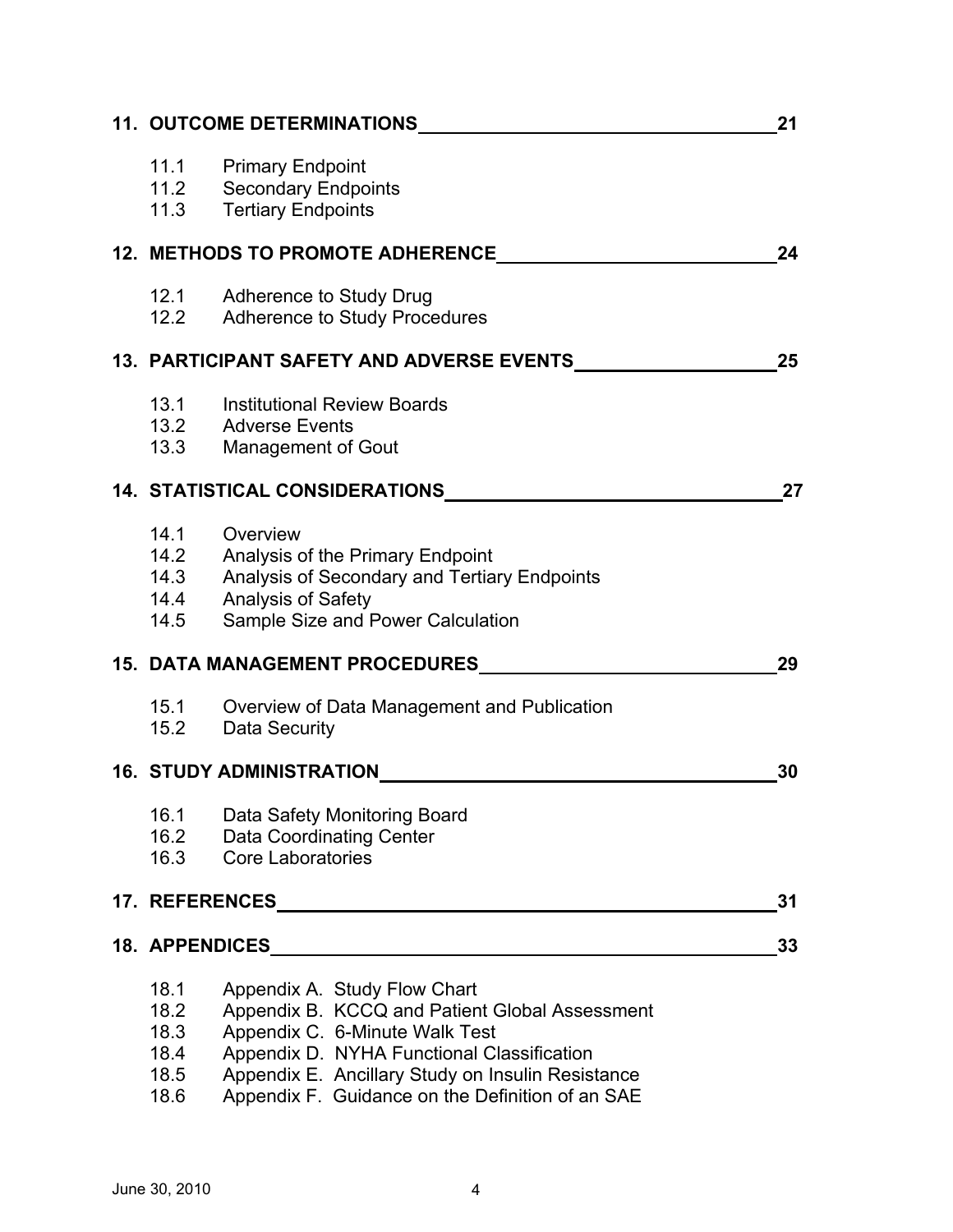**11. OUTCOME DETERMINATIONS** **21**

- 11.1 Primary Endpoint
- 11.2 Secondary Endpoints
- 11.3 Tertiary Endpoints

**12. METHODS TO PROMOTE ADHERENCE** **24**

- 12.1 Adherence to Study Drug
- 12.2 Adherence to Study Procedures

**13. PARTICIPANT SAFETY AND ADVERSE EVENTS** **25**

- 13.1 Institutional Review Boards
- 13.2 Adverse Events
- 13.3 Management of Gout

**14. STATISTICAL CONSIDERATIONS** **27**

- 14.1 Overview
- 14.2 Analysis of the Primary Endpoint
- 14.3 Analysis of Secondary and Tertiary Endpoints
- 14.4 Analysis of Safety
- 14.5 Sample Size and Power Calculation

**15. DATA MANAGEMENT PROCEDURES** **29**

- 15.1 Overview of Data Management and Publication
- 15.2 Data Security

**16. STUDY ADMINISTRATION** **30**

- 16.1 Data Safety Monitoring Board
- 16.2 Data Coordinating Center
- 16.3 Core Laboratories

**17. REFERENCES** **31**

**18. APPENDICES** **33**

- 18.1 Appendix A. Study Flow Chart
- 18.2 Appendix B. KCCQ and Patient Global Assessment
- 18.3 Appendix C. 6-Minute Walk Test
- 18.4 Appendix D. NYHA Functional Classification
- 18.5 Appendix E. Ancillary Study on Insulin Resistance
- 18.6 Appendix F. Guidance on the Definition of an SAE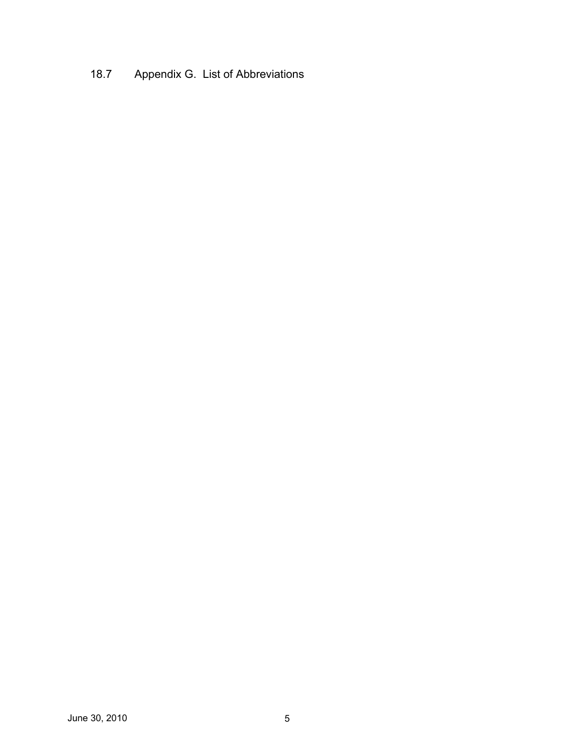## 18.7 Appendix G. List of Abbreviations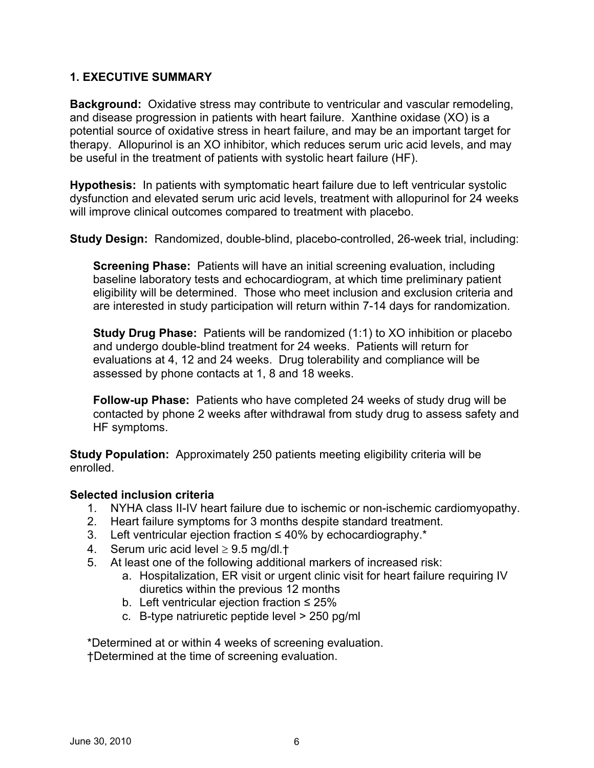## 1. EXECUTIVE SUMMARY

**Background:** Oxidative stress may contribute to ventricular and vascular remodeling, and disease progression in patients with heart failure. Xanthine oxidase (XO) is a potential source of oxidative stress in heart failure, and may be an important target for therapy. Allopurinol is an XO inhibitor, which reduces serum uric acid levels, and may be useful in the treatment of patients with systolic heart failure (HF).

**Hypothesis:** In patients with symptomatic heart failure due to left ventricular systolic dysfunction and elevated serum uric acid levels, treatment with allopurinol for 24 weeks will improve clinical outcomes compared to treatment with placebo.

**Study Design:** Randomized, double-blind, placebo-controlled, 26-week trial, including:

> **Screening Phase:** Patients will have an initial screening evaluation, including baseline laboratory tests and echocardiogram, at which time preliminary patient eligibility will be determined. Those who meet inclusion and exclusion criteria and are interested in study participation will return within 7-14 days for randomization.
>
> **Study Drug Phase:** Patients will be randomized (1:1) to XO inhibition or placebo and undergo double-blind treatment for 24 weeks. Patients will return for evaluations at 4, 12 and 24 weeks. Drug tolerability and compliance will be assessed by phone contacts at 1, 8 and 18 weeks.
>
> **Follow-up Phase:** Patients who have completed 24 weeks of study drug will be contacted by phone 2 weeks after withdrawal from study drug to assess safety and HF symptoms.

**Study Population:** Approximately 250 patients meeting eligibility criteria will be enrolled.

**Selected inclusion criteria**

1. NYHA class II-IV heart failure due to ischemic or non-ischemic cardiomyopathy.
2. Heart failure symptoms for 3 months despite standard treatment.
3. Left ventricular ejection fraction ≤ 40% by echocardiography.*
4. Serum uric acid level ≥ 9.5 mg/dl.†
5. At least one of the following additional markers of increased risk:
   a. Hospitalization, ER visit or urgent clinic visit for heart failure requiring IV diuretics within the previous 12 months
   b. Left ventricular ejection fraction ≤ 25%
   c. B-type natriuretic peptide level > 250 pg/ml

*Determined at or within 4 weeks of screening evaluation.
†Determined at the time of screening evaluation.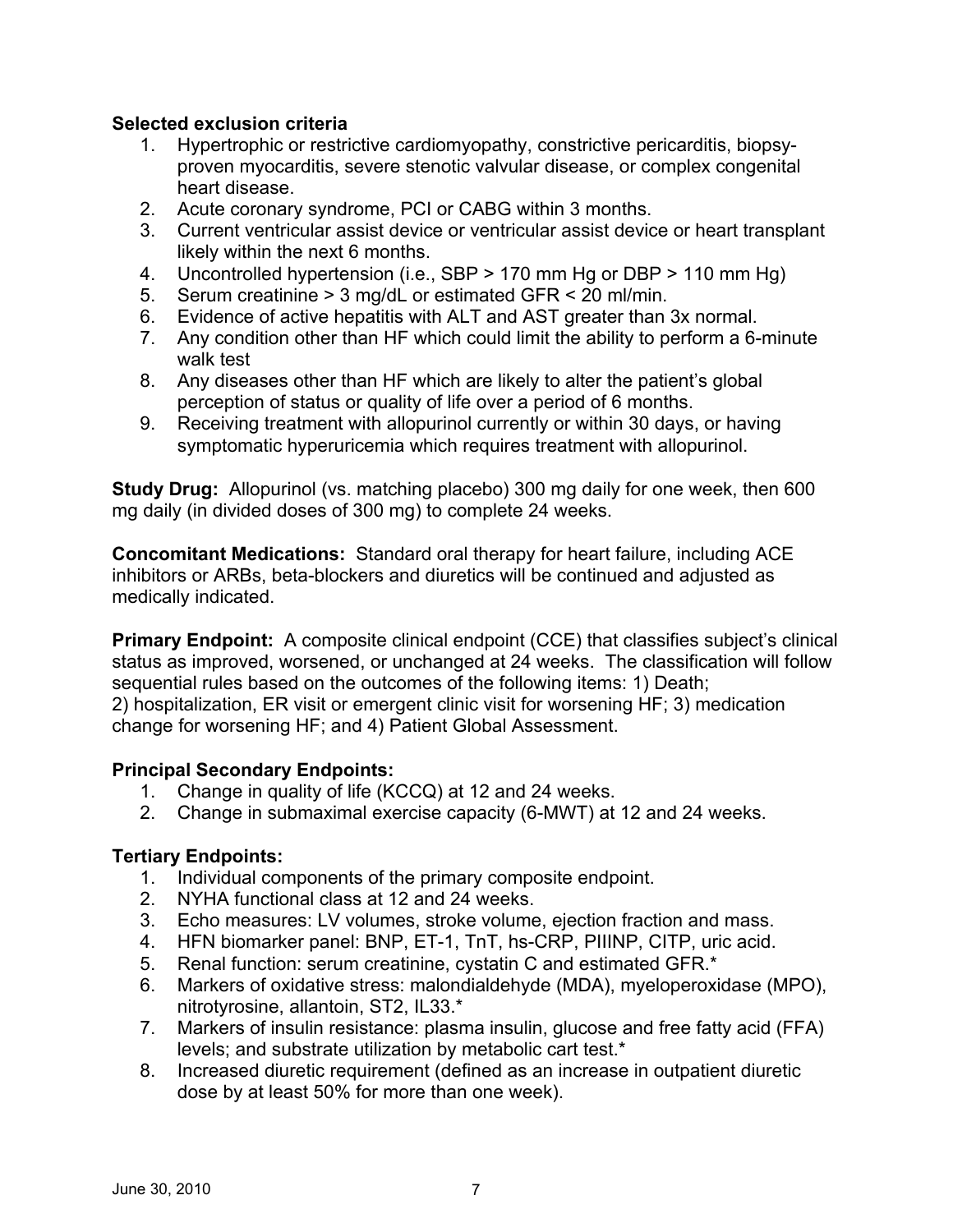**Selected exclusion criteria**

1. Hypertrophic or restrictive cardiomyopathy, constrictive pericarditis, biopsy-proven myocarditis, severe stenotic valvular disease, or complex congenital heart disease.
2. Acute coronary syndrome, PCI or CABG within 3 months.
3. Current ventricular assist device or ventricular assist device or heart transplant likely within the next 6 months.
4. Uncontrolled hypertension (i.e., SBP > 170 mm Hg or DBP > 110 mm Hg)
5. Serum creatinine > 3 mg/dL or estimated GFR < 20 ml/min.
6. Evidence of active hepatitis with ALT and AST greater than 3x normal.
7. Any condition other than HF which could limit the ability to perform a 6-minute walk test
8. Any diseases other than HF which are likely to alter the patient's global perception of status or quality of life over a period of 6 months.
9. Receiving treatment with allopurinol currently or within 30 days, or having symptomatic hyperuricemia which requires treatment with allopurinol.

**Study Drug:** Allopurinol (vs. matching placebo) 300 mg daily for one week, then 600 mg daily (in divided doses of 300 mg) to complete 24 weeks.

**Concomitant Medications:** Standard oral therapy for heart failure, including ACE inhibitors or ARBs, beta-blockers and diuretics will be continued and adjusted as medically indicated.

**Primary Endpoint:** A composite clinical endpoint (CCE) that classifies subject's clinical status as improved, worsened, or unchanged at 24 weeks. The classification will follow sequential rules based on the outcomes of the following items: 1) Death; 2) hospitalization, ER visit or emergent clinic visit for worsening HF; 3) medication change for worsening HF; and 4) Patient Global Assessment.

**Principal Secondary Endpoints:**

1. Change in quality of life (KCCQ) at 12 and 24 weeks.
2. Change in submaximal exercise capacity (6-MWT) at 12 and 24 weeks.

**Tertiary Endpoints:**

1. Individual components of the primary composite endpoint.
2. NYHA functional class at 12 and 24 weeks.
3. Echo measures: LV volumes, stroke volume, ejection fraction and mass.
4. HFN biomarker panel: BNP, ET-1, TnT, hs-CRP, PIIINP, CITP, uric acid.
5. Renal function: serum creatinine, cystatin C and estimated GFR.*
6. Markers of oxidative stress: malondialdehyde (MDA), myeloperoxidase (MPO), nitrotyrosine, allantoin, ST2, IL33.*
7. Markers of insulin resistance: plasma insulin, glucose and free fatty acid (FFA) levels; and substrate utilization by metabolic cart test.*
8. Increased diuretic requirement (defined as an increase in outpatient diuretic dose by at least 50% for more than one week).

June 30, 2010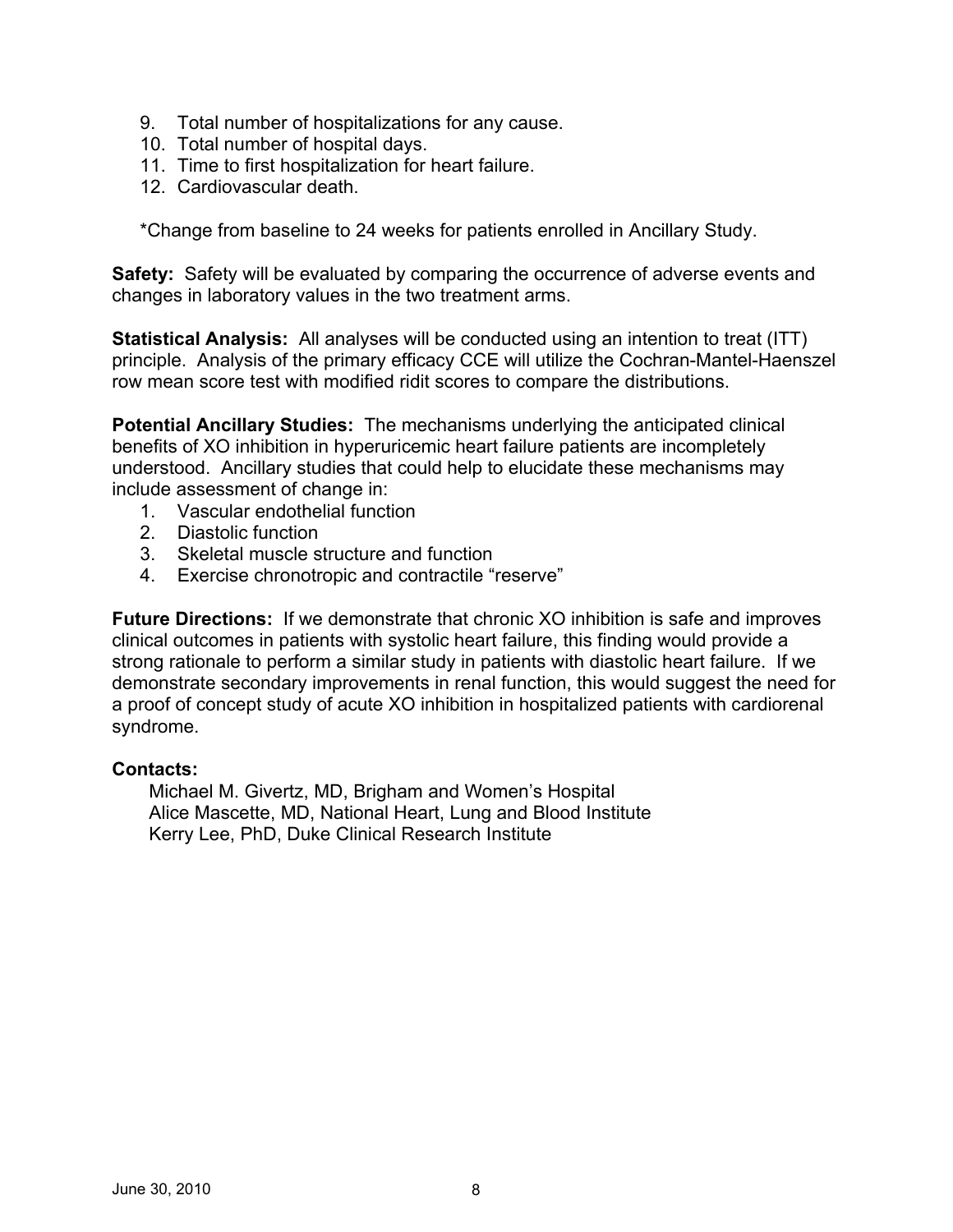9. Total number of hospitalizations for any cause.
10. Total number of hospital days.
11. Time to first hospitalization for heart failure.
12. Cardiovascular death.

*Change from baseline to 24 weeks for patients enrolled in Ancillary Study.

**Safety:** Safety will be evaluated by comparing the occurrence of adverse events and changes in laboratory values in the two treatment arms.

**Statistical Analysis:** All analyses will be conducted using an intention to treat (ITT) principle. Analysis of the primary efficacy CCE will utilize the Cochran-Mantel-Haenszel row mean score test with modified ridit scores to compare the distributions.

**Potential Ancillary Studies:** The mechanisms underlying the anticipated clinical benefits of XO inhibition in hyperuricemic heart failure patients are incompletely understood. Ancillary studies that could help to elucidate these mechanisms may include assessment of change in:

1. Vascular endothelial function
2. Diastolic function
3. Skeletal muscle structure and function
4. Exercise chronotropic and contractile "reserve"

**Future Directions:** If we demonstrate that chronic XO inhibition is safe and improves clinical outcomes in patients with systolic heart failure, this finding would provide a strong rationale to perform a similar study in patients with diastolic heart failure. If we demonstrate secondary improvements in renal function, this would suggest the need for a proof of concept study of acute XO inhibition in hospitalized patients with cardiorenal syndrome.

**Contacts:**

Michael M. Givertz, MD, Brigham and Women's Hospital
Alice Mascette, MD, National Heart, Lung and Blood Institute
Kerry Lee, PhD, Duke Clinical Research Institute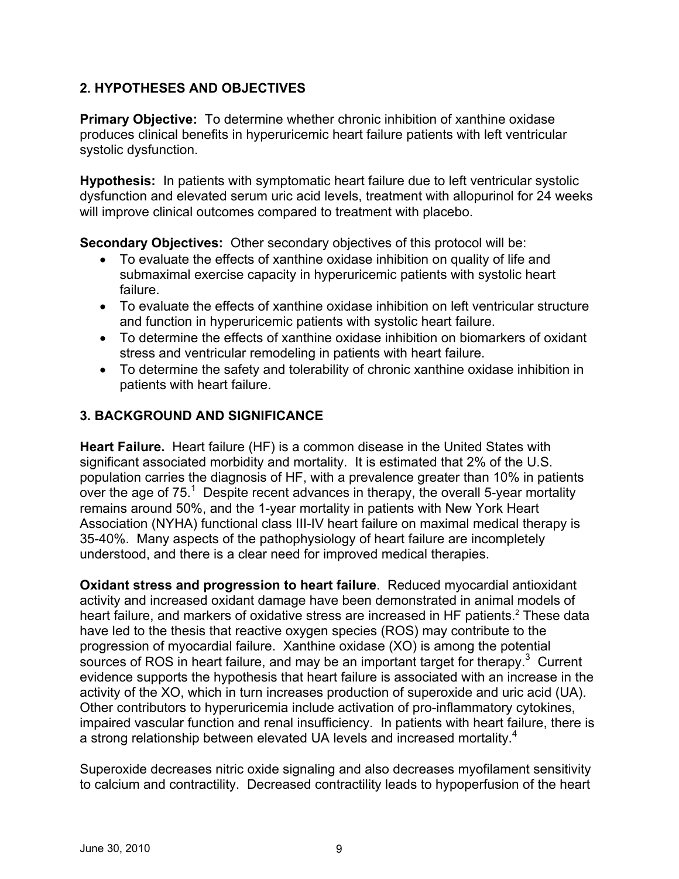## 2. HYPOTHESES AND OBJECTIVES

**Primary Objective:** To determine whether chronic inhibition of xanthine oxidase produces clinical benefits in hyperuricemic heart failure patients with left ventricular systolic dysfunction.

**Hypothesis:** In patients with symptomatic heart failure due to left ventricular systolic dysfunction and elevated serum uric acid levels, treatment with allopurinol for 24 weeks will improve clinical outcomes compared to treatment with placebo.

**Secondary Objectives:** Other secondary objectives of this protocol will be:

- To evaluate the effects of xanthine oxidase inhibition on quality of life and submaximal exercise capacity in hyperuricemic patients with systolic heart failure.
- To evaluate the effects of xanthine oxidase inhibition on left ventricular structure and function in hyperuricemic patients with systolic heart failure.
- To determine the effects of xanthine oxidase inhibition on biomarkers of oxidant stress and ventricular remodeling in patients with heart failure.
- To determine the safety and tolerability of chronic xanthine oxidase inhibition in patients with heart failure.

## 3. BACKGROUND AND SIGNIFICANCE

**Heart Failure.** Heart failure (HF) is a common disease in the United States with significant associated morbidity and mortality. It is estimated that 2% of the U.S. population carries the diagnosis of HF, with a prevalence greater than 10% in patients over the age of 75.[1] Despite recent advances in therapy, the overall 5-year mortality remains around 50%, and the 1-year mortality in patients with New York Heart Association (NYHA) functional class III-IV heart failure on maximal medical therapy is 35-40%. Many aspects of the pathophysiology of heart failure are incompletely understood, and there is a clear need for improved medical therapies.

**Oxidant stress and progression to heart failure**. Reduced myocardial antioxidant activity and increased oxidant damage have been demonstrated in animal models of heart failure, and markers of oxidative stress are increased in HF patients.[2] These data have led to the thesis that reactive oxygen species (ROS) may contribute to the progression of myocardial failure. Xanthine oxidase (XO) is among the potential sources of ROS in heart failure, and may be an important target for therapy.[3] Current evidence supports the hypothesis that heart failure is associated with an increase in the activity of the XO, which in turn increases production of superoxide and uric acid (UA). Other contributors to hyperuricemia include activation of pro-inflammatory cytokines, impaired vascular function and renal insufficiency. In patients with heart failure, there is a strong relationship between elevated UA levels and increased mortality.[4]

Superoxide decreases nitric oxide signaling and also decreases myofilament sensitivity to calcium and contractility. Decreased contractility leads to hypoperfusion of the heart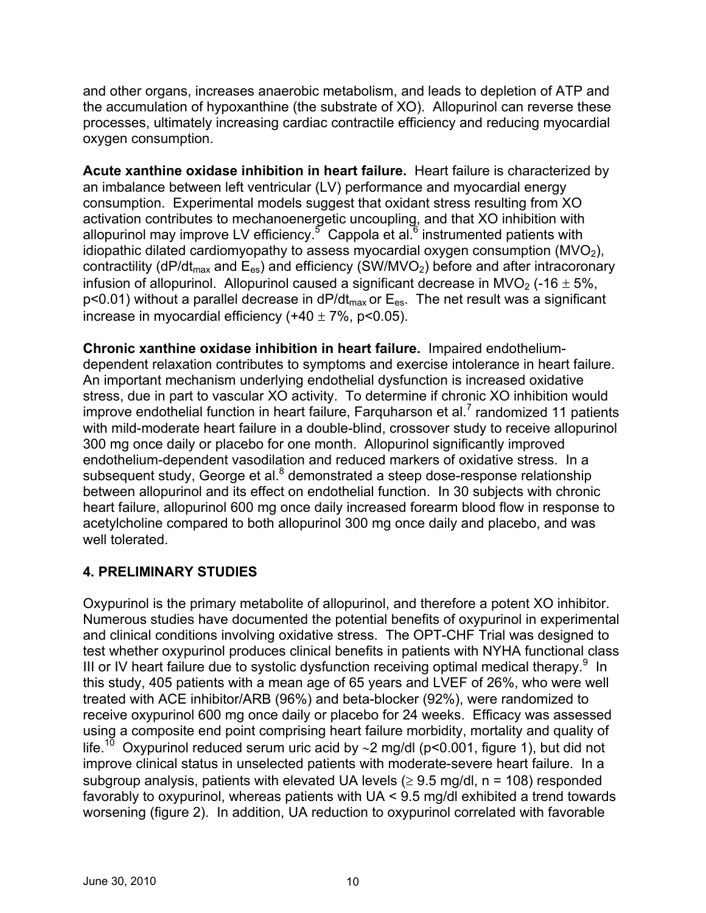and other organs, increases anaerobic metabolism, and leads to depletion of ATP and the accumulation of hypoxanthine (the substrate of XO). Allopurinol can reverse these processes, ultimately increasing cardiac contractile efficiency and reducing myocardial oxygen consumption.

**Acute xanthine oxidase inhibition in heart failure.** Heart failure is characterized by an imbalance between left ventricular (LV) performance and myocardial energy consumption. Experimental models suggest that oxidant stress resulting from XO activation contributes to mechanoenergetic uncoupling, and that XO inhibition with allopurinol may improve LV efficiency.[5] Cappola et al.[6] instrumented patients with idiopathic dilated cardiomyopathy to assess myocardial oxygen consumption ($MVO_2$), contractility ($dP/dt_{max}$ and $E_{es}$) and efficiency ($SW/MVO_2$) before and after intracoronary infusion of allopurinol. Allopurinol caused a significant decrease in $MVO_2$ ($-16 \pm 5\%$, $p<0.01$) without a parallel decrease in $dP/dt_{max}$ or $E_{es}$. The net result was a significant increase in myocardial efficiency ($+40 \pm 7\%$, $p<0.05$).

**Chronic xanthine oxidase inhibition in heart failure.** Impaired endothelium-dependent relaxation contributes to symptoms and exercise intolerance in heart failure. An important mechanism underlying endothelial dysfunction is increased oxidative stress, due in part to vascular XO activity. To determine if chronic XO inhibition would improve endothelial function in heart failure, Farquharson et al.[7] randomized 11 patients with mild-moderate heart failure in a double-blind, crossover study to receive allopurinol 300 mg once daily or placebo for one month. Allopurinol significantly improved endothelium-dependent vasodilation and reduced markers of oxidative stress. In a subsequent study, George et al.[8] demonstrated a steep dose-response relationship between allopurinol and its effect on endothelial function. In 30 subjects with chronic heart failure, allopurinol 600 mg once daily increased forearm blood flow in response to acetylcholine compared to both allopurinol 300 mg once daily and placebo, and was well tolerated.

## 4. PRELIMINARY STUDIES

Oxypurinol is the primary metabolite of allopurinol, and therefore a potent XO inhibitor. Numerous studies have documented the potential benefits of oxypurinol in experimental and clinical conditions involving oxidative stress. The OPT-CHF Trial was designed to test whether oxypurinol produces clinical benefits in patients with NYHA functional class III or IV heart failure due to systolic dysfunction receiving optimal medical therapy.[9] In this study, 405 patients with a mean age of 65 years and LVEF of 26%, who were well treated with ACE inhibitor/ARB (96%) and beta-blocker (92%), were randomized to receive oxypurinol 600 mg once daily or placebo for 24 weeks. Efficacy was assessed using a composite end point comprising heart failure morbidity, mortality and quality of life.[10] Oxypurinol reduced serum uric acid by ~2 mg/dl ($p<0.001$, figure 1), but did not improve clinical status in unselected patients with moderate-severe heart failure. In a subgroup analysis, patients with elevated UA levels ($\geq 9.5$ mg/dl, n = 108) responded favorably to oxypurinol, whereas patients with UA < 9.5 mg/dl exhibited a trend towards worsening (figure 2). In addition, UA reduction to oxypurinol correlated with favorable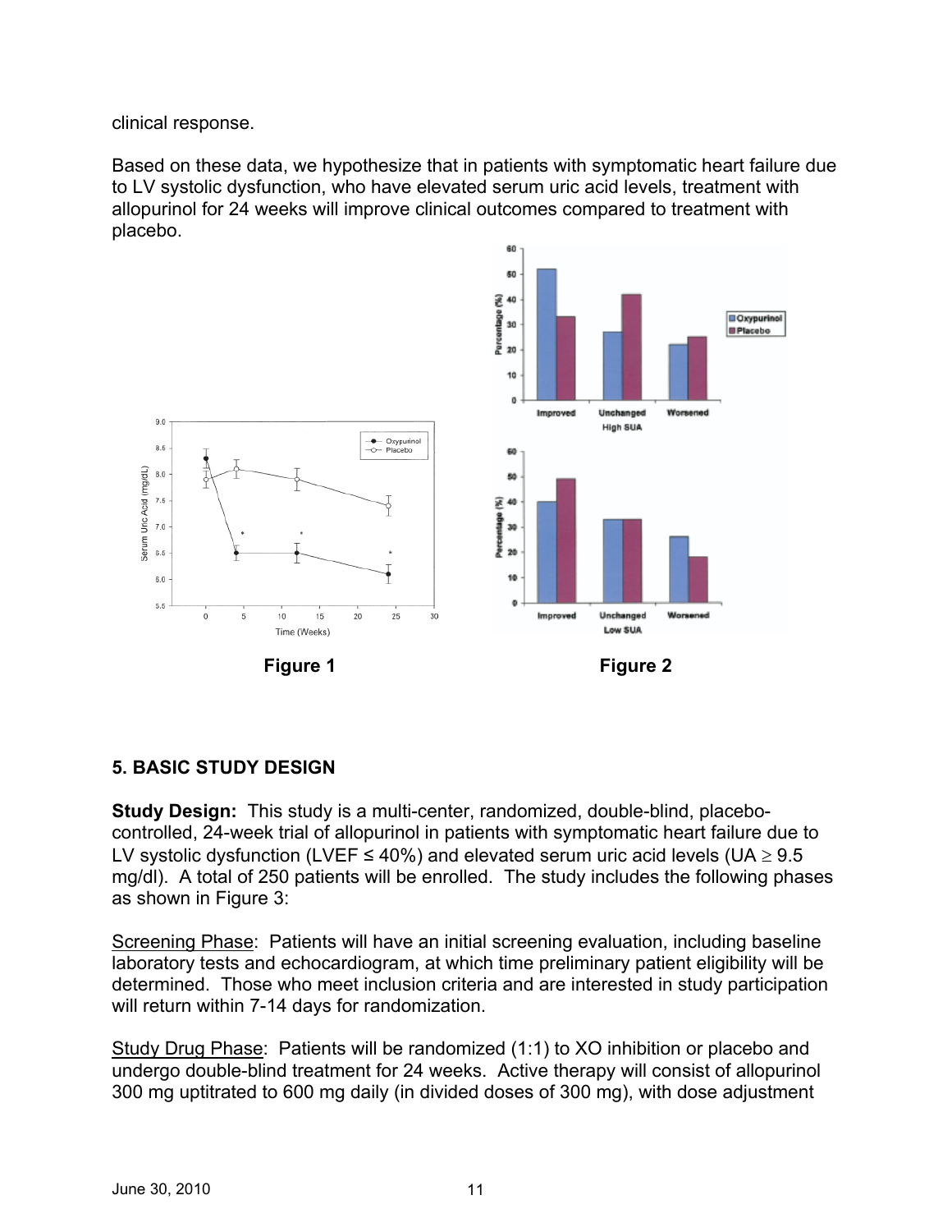clinical response.

Based on these data, we hypothesize that in patients with symptomatic heart failure due to LV systolic dysfunction, who have elevated serum uric acid levels, treatment with allopurinol for 24 weeks will improve clinical outcomes compared to treatment with placebo.

**Figure 1** **Figure 2**

## 5. BASIC STUDY DESIGN

**Study Design:** This study is a multi-center, randomized, double-blind, placebo-controlled, 24-week trial of allopurinol in patients with symptomatic heart failure due to LV systolic dysfunction (LVEF ≤ 40%) and elevated serum uric acid levels (UA ≥ 9.5 mg/dl). A total of 250 patients will be enrolled. The study includes the following phases as shown in Figure 3:

<u>Screening Phase</u>: Patients will have an initial screening evaluation, including baseline laboratory tests and echocardiogram, at which time preliminary patient eligibility will be determined. Those who meet inclusion criteria and are interested in study participation will return within 7-14 days for randomization.

<u>Study Drug Phase</u>: Patients will be randomized (1:1) to XO inhibition or placebo and undergo double-blind treatment for 24 weeks. Active therapy will consist of allopurinol 300 mg uptitrated to 600 mg daily (in divided doses of 300 mg), with dose adjustment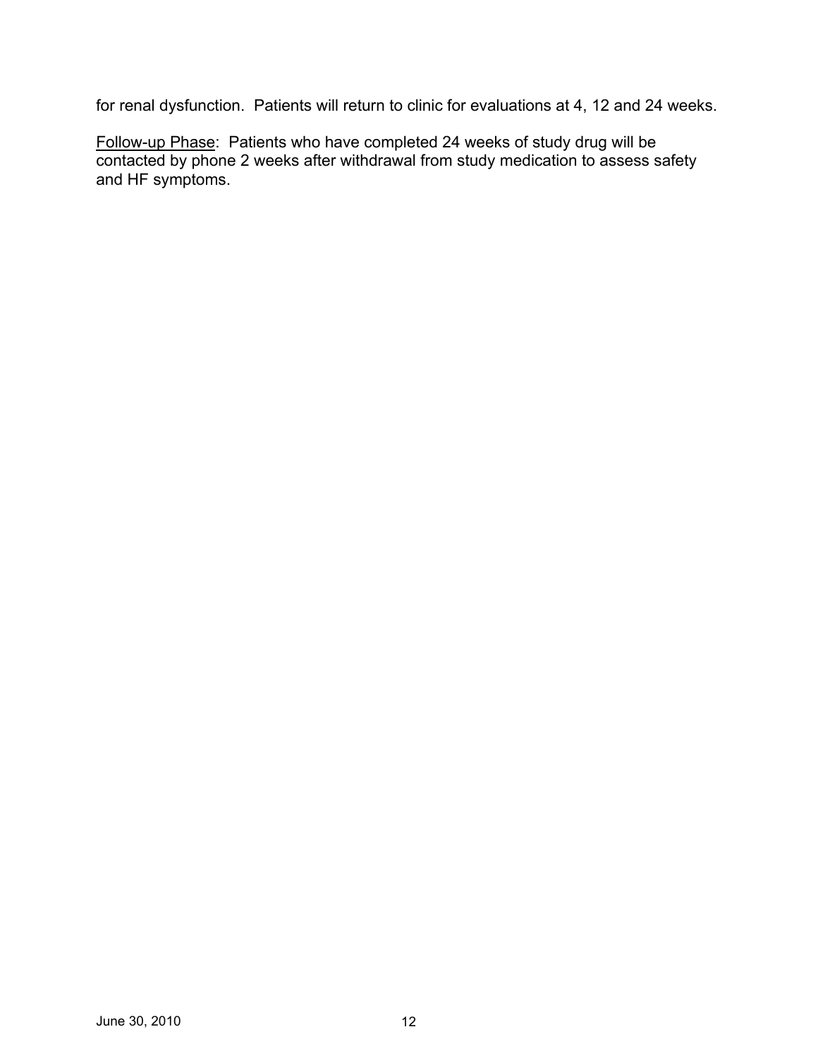for renal dysfunction. Patients will return to clinic for evaluations at 4, 12 and 24 weeks.

<u>Follow-up Phase</u>: Patients who have completed 24 weeks of study drug will be contacted by phone 2 weeks after withdrawal from study medication to assess safety and HF symptoms.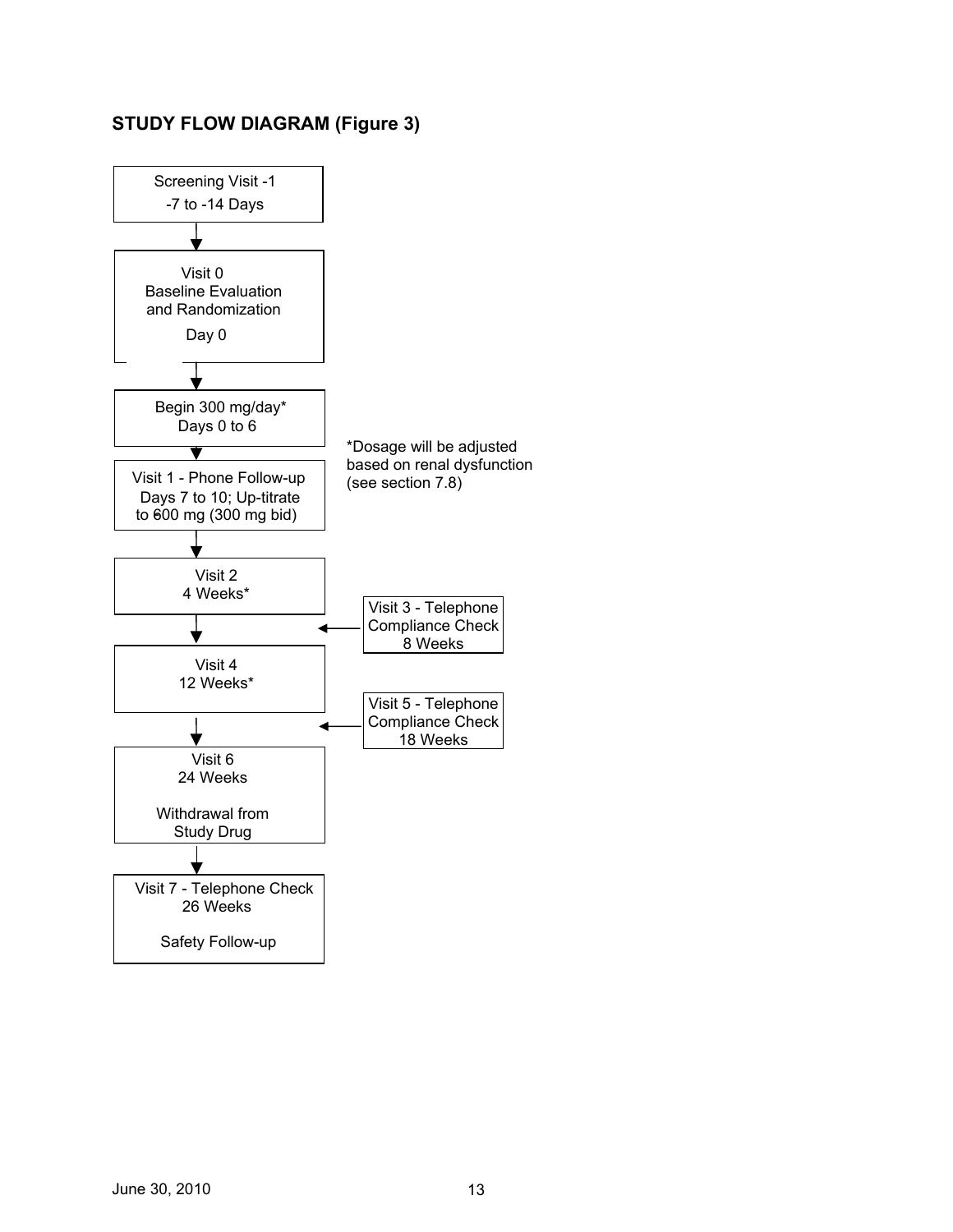## STUDY FLOW DIAGRAM (Figure 3)

Screening Visit -1
-7 to -14 Days

↓

Visit 0
Baseline Evaluation
and Randomization
Day 0

↓

Begin 300 mg/day*
Days 0 to 6

↓

Visit 1 - Phone Follow-up
Days 7 to 10; Up-titrate
to 600 mg (300 mg bid)

↓

Visit 2
4 Weeks*

↓ ← Visit 3 - Telephone Compliance Check 8 Weeks

Visit 4
12 Weeks*

↓ ← Visit 5 - Telephone Compliance Check 18 Weeks

Visit 6
24 Weeks

Withdrawal from
Study Drug

↓

Visit 7 - Telephone Check
26 Weeks

Safety Follow-up

*Dosage will be adjusted based on renal dysfunction (see section 7.8)

June 30, 2010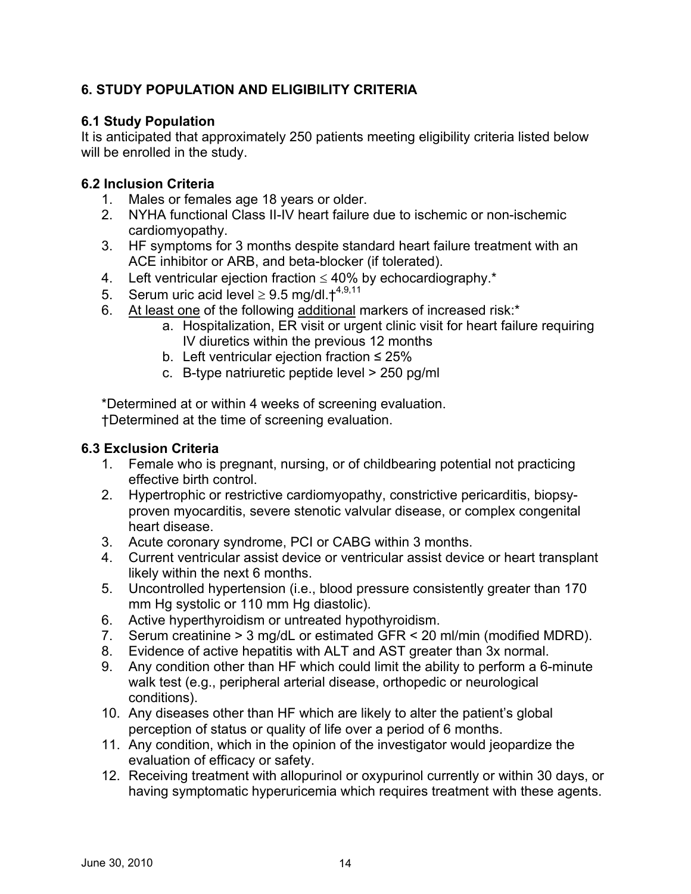## 6. STUDY POPULATION AND ELIGIBILITY CRITERIA

### 6.1 Study Population

It is anticipated that approximately 250 patients meeting eligibility criteria listed below will be enrolled in the study.

### 6.2 Inclusion Criteria

1. Males or females age 18 years or older.
2. NYHA functional Class II-IV heart failure due to ischemic or non-ischemic cardiomyopathy.
3. HF symptoms for 3 months despite standard heart failure treatment with an ACE inhibitor or ARB, and beta-blocker (if tolerated).
4. Left ventricular ejection fraction $\leq$ 40% by echocardiography.*
5. Serum uric acid level $\geq$ 9.5 mg/dl.†[4,9,11]
6. <u>At least one</u> of the following <u>additional</u> markers of increased risk:*
    a. Hospitalization, ER visit or urgent clinic visit for heart failure requiring IV diuretics within the previous 12 months
    b. Left ventricular ejection fraction ≤ 25%
    c. B-type natriuretic peptide level > 250 pg/ml

*Determined at or within 4 weeks of screening evaluation.
†Determined at the time of screening evaluation.

### 6.3 Exclusion Criteria

1. Female who is pregnant, nursing, or of childbearing potential not practicing effective birth control.
2. Hypertrophic or restrictive cardiomyopathy, constrictive pericarditis, biopsy-proven myocarditis, severe stenotic valvular disease, or complex congenital heart disease.
3. Acute coronary syndrome, PCI or CABG within 3 months.
4. Current ventricular assist device or ventricular assist device or heart transplant likely within the next 6 months.
5. Uncontrolled hypertension (i.e., blood pressure consistently greater than 170 mm Hg systolic or 110 mm Hg diastolic).
6. Active hyperthyroidism or untreated hypothyroidism.
7. Serum creatinine > 3 mg/dL or estimated GFR < 20 ml/min (modified MDRD).
8. Evidence of active hepatitis with ALT and AST greater than 3x normal.
9. Any condition other than HF which could limit the ability to perform a 6-minute walk test (e.g., peripheral arterial disease, orthopedic or neurological conditions).
10. Any diseases other than HF which are likely to alter the patient's global perception of status or quality of life over a period of 6 months.
11. Any condition, which in the opinion of the investigator would jeopardize the evaluation of efficacy or safety.
12. Receiving treatment with allopurinol or oxypurinol currently or within 30 days, or having symptomatic hyperuricemia which requires treatment with these agents.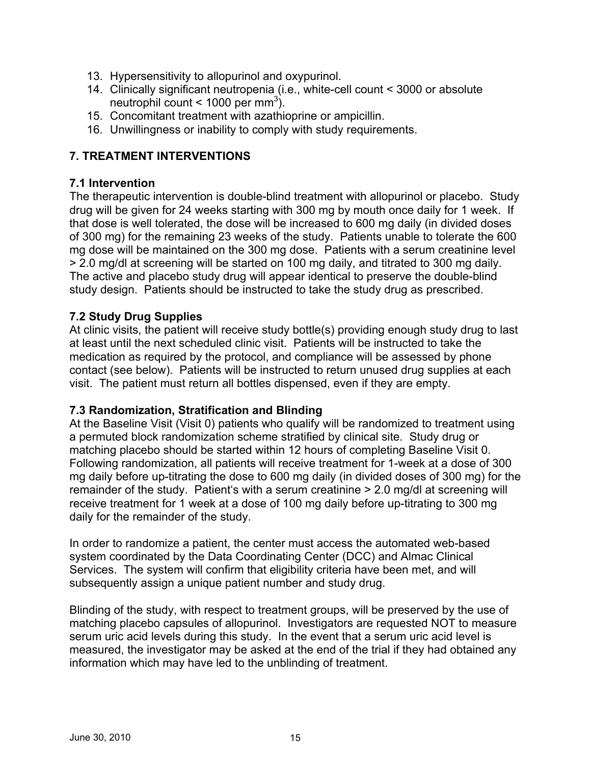13. Hypersensitivity to allopurinol and oxypurinol.
14. Clinically significant neutropenia (i.e., white-cell count < 3000 or absolute neutrophil count < 1000 per $mm^3$).
15. Concomitant treatment with azathioprine or ampicillin.
16. Unwillingness or inability to comply with study requirements.

## 7. TREATMENT INTERVENTIONS

### 7.1 Intervention

The therapeutic intervention is double-blind treatment with allopurinol or placebo. Study drug will be given for 24 weeks starting with 300 mg by mouth once daily for 1 week. If that dose is well tolerated, the dose will be increased to 600 mg daily (in divided doses of 300 mg) for the remaining 23 weeks of the study. Patients unable to tolerate the 600 mg dose will be maintained on the 300 mg dose. Patients with a serum creatinine level > 2.0 mg/dl at screening will be started on 100 mg daily, and titrated to 300 mg daily. The active and placebo study drug will appear identical to preserve the double-blind study design. Patients should be instructed to take the study drug as prescribed.

### 7.2 Study Drug Supplies

At clinic visits, the patient will receive study bottle(s) providing enough study drug to last at least until the next scheduled clinic visit. Patients will be instructed to take the medication as required by the protocol, and compliance will be assessed by phone contact (see below). Patients will be instructed to return unused drug supplies at each visit. The patient must return all bottles dispensed, even if they are empty.

### 7.3 Randomization, Stratification and Blinding

At the Baseline Visit (Visit 0) patients who qualify will be randomized to treatment using a permuted block randomization scheme stratified by clinical site. Study drug or matching placebo should be started within 12 hours of completing Baseline Visit 0. Following randomization, all patients will receive treatment for 1-week at a dose of 300 mg daily before up-titrating the dose to 600 mg daily (in divided doses of 300 mg) for the remainder of the study. Patient's with a serum creatinine > 2.0 mg/dl at screening will receive treatment for 1 week at a dose of 100 mg daily before up-titrating to 300 mg daily for the remainder of the study.

In order to randomize a patient, the center must access the automated web-based system coordinated by the Data Coordinating Center (DCC) and Almac Clinical Services. The system will confirm that eligibility criteria have been met, and will subsequently assign a unique patient number and study drug.

Blinding of the study, with respect to treatment groups, will be preserved by the use of matching placebo capsules of allopurinol. Investigators are requested NOT to measure serum uric acid levels during this study. In the event that a serum uric acid level is measured, the investigator may be asked at the end of the trial if they had obtained any information which may have led to the unblinding of treatment.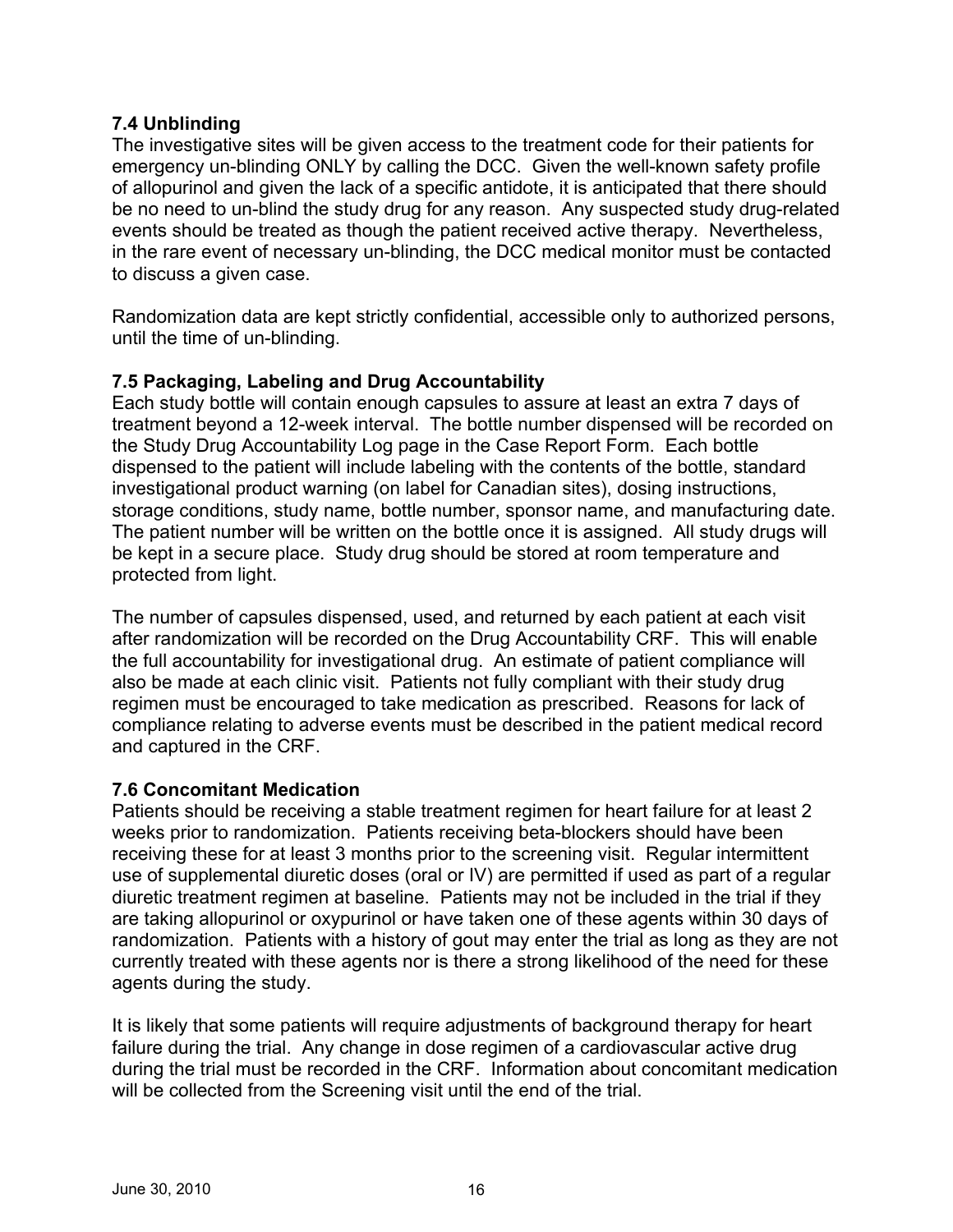### 7.4 Unblinding

The investigative sites will be given access to the treatment code for their patients for emergency un-blinding ONLY by calling the DCC. Given the well-known safety profile of allopurinol and given the lack of a specific antidote, it is anticipated that there should be no need to un-blind the study drug for any reason. Any suspected study drug-related events should be treated as though the patient received active therapy. Nevertheless, in the rare event of necessary un-blinding, the DCC medical monitor must be contacted to discuss a given case.

Randomization data are kept strictly confidential, accessible only to authorized persons, until the time of un-blinding.

### 7.5 Packaging, Labeling and Drug Accountability

Each study bottle will contain enough capsules to assure at least an extra 7 days of treatment beyond a 12-week interval. The bottle number dispensed will be recorded on the Study Drug Accountability Log page in the Case Report Form. Each bottle dispensed to the patient will include labeling with the contents of the bottle, standard investigational product warning (on label for Canadian sites), dosing instructions, storage conditions, study name, bottle number, sponsor name, and manufacturing date. The patient number will be written on the bottle once it is assigned. All study drugs will be kept in a secure place. Study drug should be stored at room temperature and protected from light.

The number of capsules dispensed, used, and returned by each patient at each visit after randomization will be recorded on the Drug Accountability CRF. This will enable the full accountability for investigational drug. An estimate of patient compliance will also be made at each clinic visit. Patients not fully compliant with their study drug regimen must be encouraged to take medication as prescribed. Reasons for lack of compliance relating to adverse events must be described in the patient medical record and captured in the CRF.

### 7.6 Concomitant Medication

Patients should be receiving a stable treatment regimen for heart failure for at least 2 weeks prior to randomization. Patients receiving beta-blockers should have been receiving these for at least 3 months prior to the screening visit. Regular intermittent use of supplemental diuretic doses (oral or IV) are permitted if used as part of a regular diuretic treatment regimen at baseline. Patients may not be included in the trial if they are taking allopurinol or oxypurinol or have taken one of these agents within 30 days of randomization. Patients with a history of gout may enter the trial as long as they are not currently treated with these agents nor is there a strong likelihood of the need for these agents during the study.

It is likely that some patients will require adjustments of background therapy for heart failure during the trial. Any change in dose regimen of a cardiovascular active drug during the trial must be recorded in the CRF. Information about concomitant medication will be collected from the Screening visit until the end of the trial.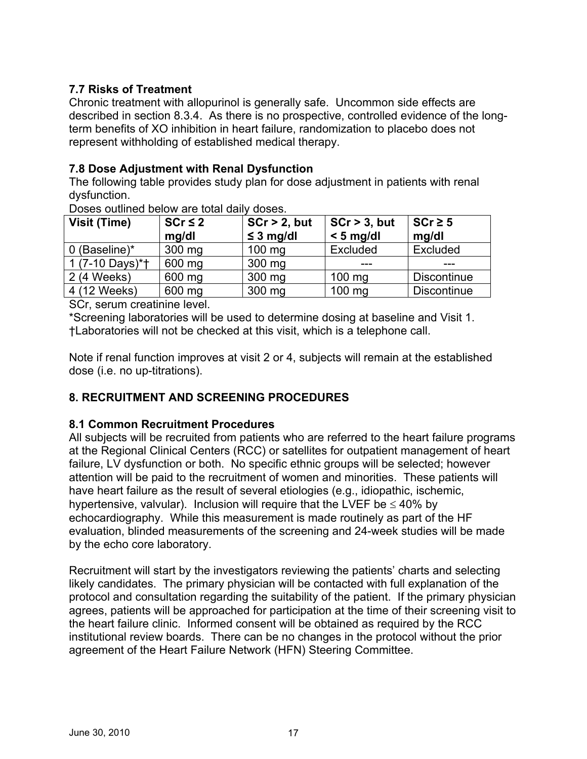### 7.7 Risks of Treatment

Chronic treatment with allopurinol is generally safe. Uncommon side effects are described in section 8.3.4. As there is no prospective, controlled evidence of the long-term benefits of XO inhibition in heart failure, randomization to placebo does not represent withholding of established medical therapy.

### 7.8 Dose Adjustment with Renal Dysfunction

The following table provides study plan for dose adjustment in patients with renal dysfunction.

Doses outlined below are total daily doses.

| Visit (Time) | SCr ≤ 2 mg/dl | SCr > 2, but ≤ 3 mg/dl | SCr > 3, but < 5 mg/dl | SCr ≥ 5 mg/dl |
|---|---|---|---|---|
| 0 (Baseline)* | 300 mg | 100 mg | Excluded | Excluded |
| 1 (7-10 Days)*† | 600 mg | 300 mg | --- | --- |
| 2 (4 Weeks) | 600 mg | 300 mg | 100 mg | Discontinue |
| 4 (12 Weeks) | 600 mg | 300 mg | 100 mg | Discontinue |

SCr, serum creatinine level.

*Screening laboratories will be used to determine dosing at baseline and Visit 1.

†Laboratories will not be checked at this visit, which is a telephone call.

Note if renal function improves at visit 2 or 4, subjects will remain at the established dose (i.e. no up-titrations).

## 8. RECRUITMENT AND SCREENING PROCEDURES

### 8.1 Common Recruitment Procedures

All subjects will be recruited from patients who are referred to the heart failure programs at the Regional Clinical Centers (RCC) or satellites for outpatient management of heart failure, LV dysfunction or both. No specific ethnic groups will be selected; however attention will be paid to the recruitment of women and minorities. These patients will have heart failure as the result of several etiologies (e.g., idiopathic, ischemic, hypertensive, valvular). Inclusion will require that the LVEF be ≤ 40% by echocardiography. While this measurement is made routinely as part of the HF evaluation, blinded measurements of the screening and 24-week studies will be made by the echo core laboratory.

Recruitment will start by the investigators reviewing the patients' charts and selecting likely candidates. The primary physician will be contacted with full explanation of the protocol and consultation regarding the suitability of the patient. If the primary physician agrees, patients will be approached for participation at the time of their screening visit to the heart failure clinic. Informed consent will be obtained as required by the RCC institutional review boards. There can be no changes in the protocol without the prior agreement of the Heart Failure Network (HFN) Steering Committee.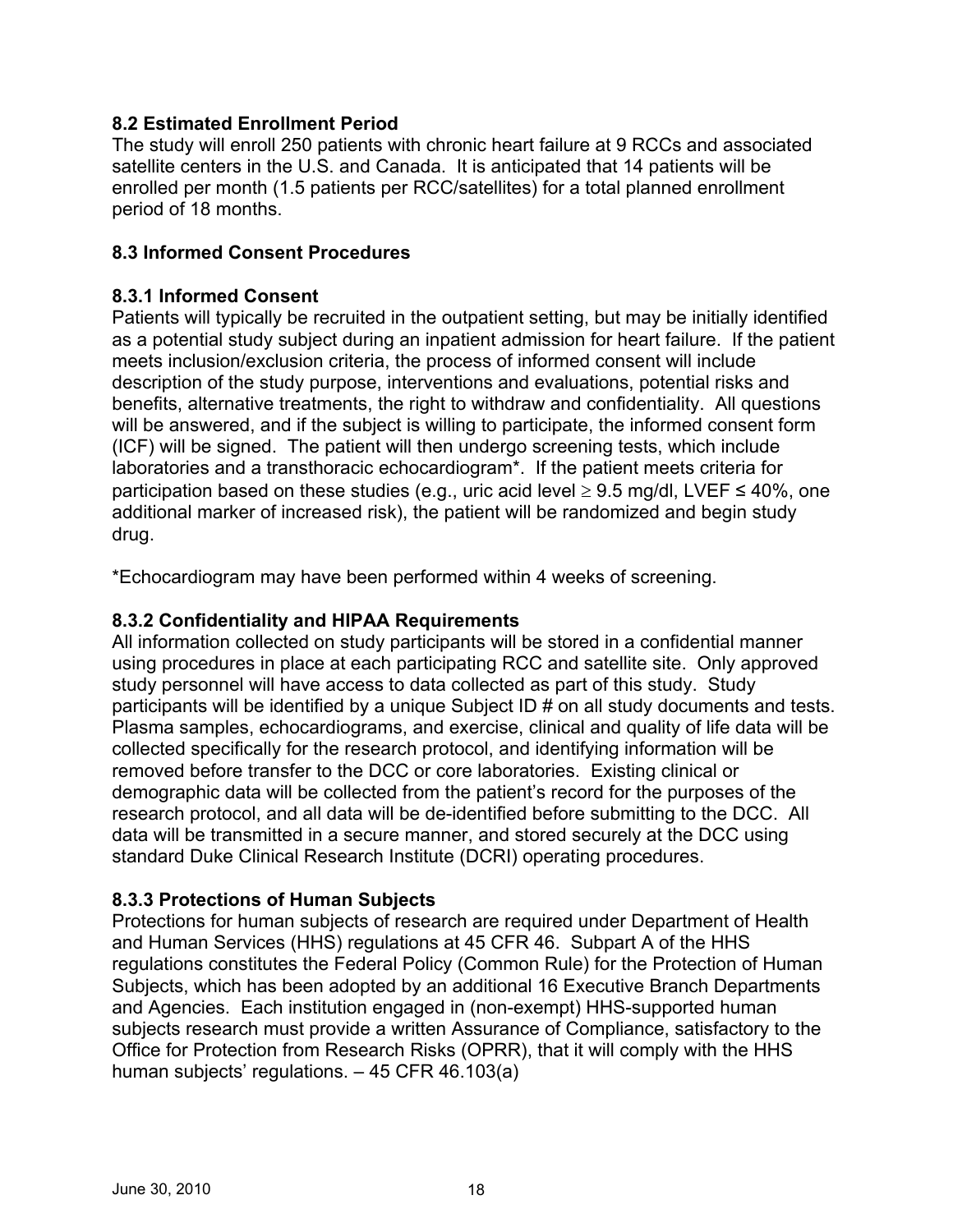### 8.2 Estimated Enrollment Period

The study will enroll 250 patients with chronic heart failure at 9 RCCs and associated satellite centers in the U.S. and Canada. It is anticipated that 14 patients will be enrolled per month (1.5 patients per RCC/satellites) for a total planned enrollment period of 18 months.

### 8.3 Informed Consent Procedures

#### 8.3.1 Informed Consent

Patients will typically be recruited in the outpatient setting, but may be initially identified as a potential study subject during an inpatient admission for heart failure. If the patient meets inclusion/exclusion criteria, the process of informed consent will include description of the study purpose, interventions and evaluations, potential risks and benefits, alternative treatments, the right to withdraw and confidentiality. All questions will be answered, and if the subject is willing to participate, the informed consent form (ICF) will be signed. The patient will then undergo screening tests, which include laboratories and a transthoracic echocardiogram*. If the patient meets criteria for participation based on these studies (e.g., uric acid level $\geq$ 9.5 mg/dl, LVEF $\leq$ 40%, one additional marker of increased risk), the patient will be randomized and begin study drug.

*Echocardiogram may have been performed within 4 weeks of screening.

#### 8.3.2 Confidentiality and HIPAA Requirements

All information collected on study participants will be stored in a confidential manner using procedures in place at each participating RCC and satellite site. Only approved study personnel will have access to data collected as part of this study. Study participants will be identified by a unique Subject ID # on all study documents and tests. Plasma samples, echocardiograms, and exercise, clinical and quality of life data will be collected specifically for the research protocol, and identifying information will be removed before transfer to the DCC or core laboratories. Existing clinical or demographic data will be collected from the patient's record for the purposes of the research protocol, and all data will be de-identified before submitting to the DCC. All data will be transmitted in a secure manner, and stored securely at the DCC using standard Duke Clinical Research Institute (DCRI) operating procedures.

#### 8.3.3 Protections of Human Subjects

Protections for human subjects of research are required under Department of Health and Human Services (HHS) regulations at 45 CFR 46. Subpart A of the HHS regulations constitutes the Federal Policy (Common Rule) for the Protection of Human Subjects, which has been adopted by an additional 16 Executive Branch Departments and Agencies. Each institution engaged in (non-exempt) HHS-supported human subjects research must provide a written Assurance of Compliance, satisfactory to the Office for Protection from Research Risks (OPRR), that it will comply with the HHS human subjects' regulations. – 45 CFR 46.103(a)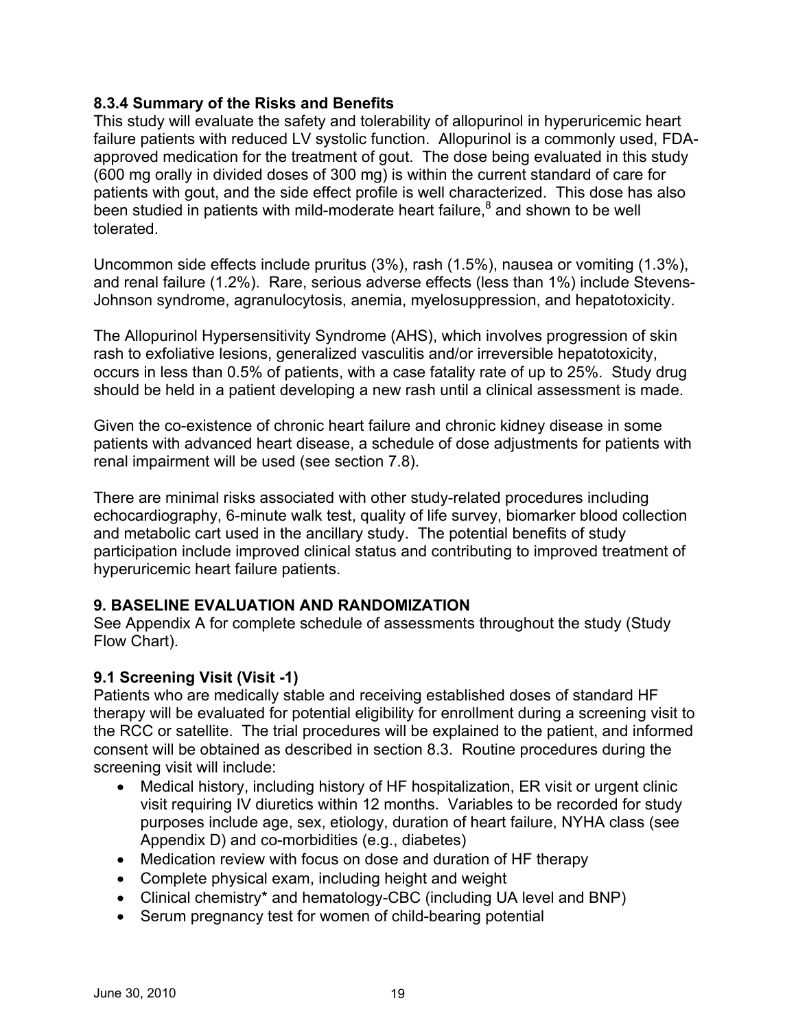### 8.3.4 Summary of the Risks and Benefits

This study will evaluate the safety and tolerability of allopurinol in hyperuricemic heart failure patients with reduced LV systolic function. Allopurinol is a commonly used, FDA-approved medication for the treatment of gout. The dose being evaluated in this study (600 mg orally in divided doses of 300 mg) is within the current standard of care for patients with gout, and the side effect profile is well characterized. This dose has also been studied in patients with mild-moderate heart failure,[8] and shown to be well tolerated.

Uncommon side effects include pruritus (3%), rash (1.5%), nausea or vomiting (1.3%), and renal failure (1.2%). Rare, serious adverse effects (less than 1%) include Stevens-Johnson syndrome, agranulocytosis, anemia, myelosuppression, and hepatotoxicity.

The Allopurinol Hypersensitivity Syndrome (AHS), which involves progression of skin rash to exfoliative lesions, generalized vasculitis and/or irreversible hepatotoxicity, occurs in less than 0.5% of patients, with a case fatality rate of up to 25%. Study drug should be held in a patient developing a new rash until a clinical assessment is made.

Given the co-existence of chronic heart failure and chronic kidney disease in some patients with advanced heart disease, a schedule of dose adjustments for patients with renal impairment will be used (see section 7.8).

There are minimal risks associated with other study-related procedures including echocardiography, 6-minute walk test, quality of life survey, biomarker blood collection and metabolic cart used in the ancillary study. The potential benefits of study participation include improved clinical status and contributing to improved treatment of hyperuricemic heart failure patients.

## 9. BASELINE EVALUATION AND RANDOMIZATION

See Appendix A for complete schedule of assessments throughout the study (Study Flow Chart).

### 9.1 Screening Visit (Visit -1)

Patients who are medically stable and receiving established doses of standard HF therapy will be evaluated for potential eligibility for enrollment during a screening visit to the RCC or satellite. The trial procedures will be explained to the patient, and informed consent will be obtained as described in section 8.3. Routine procedures during the screening visit will include:

- Medical history, including history of HF hospitalization, ER visit or urgent clinic visit requiring IV diuretics within 12 months. Variables to be recorded for study purposes include age, sex, etiology, duration of heart failure, NYHA class (see Appendix D) and co-morbidities (e.g., diabetes)
- Medication review with focus on dose and duration of HF therapy
- Complete physical exam, including height and weight
- Clinical chemistry* and hematology-CBC (including UA level and BNP)
- Serum pregnancy test for women of child-bearing potential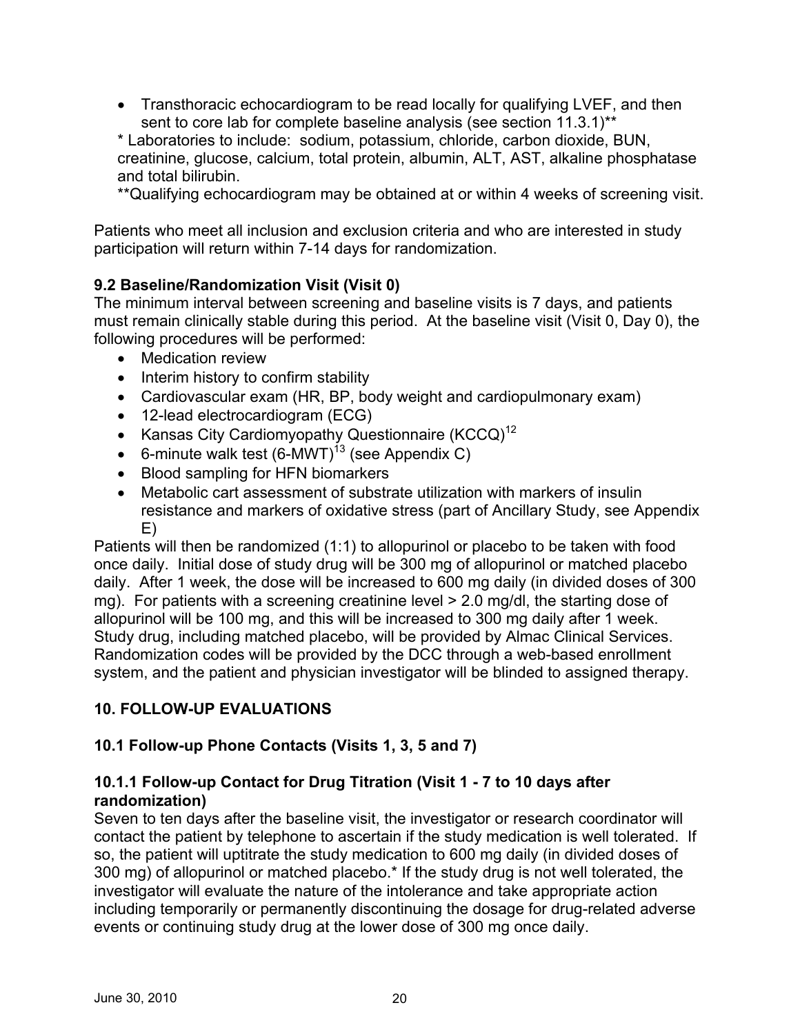- Transthoracic echocardiogram to be read locally for qualifying LVEF, and then sent to core lab for complete baseline analysis (see section 11.3.1)**

\* Laboratories to include: sodium, potassium, chloride, carbon dioxide, BUN, creatinine, glucose, calcium, total protein, albumin, ALT, AST, alkaline phosphatase and total bilirubin.

**Qualifying echocardiogram may be obtained at or within 4 weeks of screening visit.

Patients who meet all inclusion and exclusion criteria and who are interested in study participation will return within 7-14 days for randomization.

### 9.2 Baseline/Randomization Visit (Visit 0)

The minimum interval between screening and baseline visits is 7 days, and patients must remain clinically stable during this period. At the baseline visit (Visit 0, Day 0), the following procedures will be performed:

- Medication review
- Interim history to confirm stability
- Cardiovascular exam (HR, BP, body weight and cardiopulmonary exam)
- 12-lead electrocardiogram (ECG)
- Kansas City Cardiomyopathy Questionnaire (KCCQ)[12]
- 6-minute walk test (6-MWT)[13] (see Appendix C)
- Blood sampling for HFN biomarkers
- Metabolic cart assessment of substrate utilization with markers of insulin resistance and markers of oxidative stress (part of Ancillary Study, see Appendix E)

Patients will then be randomized (1:1) to allopurinol or placebo to be taken with food once daily. Initial dose of study drug will be 300 mg of allopurinol or matched placebo daily. After 1 week, the dose will be increased to 600 mg daily (in divided doses of 300 mg). For patients with a screening creatinine level > 2.0 mg/dl, the starting dose of allopurinol will be 100 mg, and this will be increased to 300 mg daily after 1 week. Study drug, including matched placebo, will be provided by Almac Clinical Services. Randomization codes will be provided by the DCC through a web-based enrollment system, and the patient and physician investigator will be blinded to assigned therapy.

## 10. FOLLOW-UP EVALUATIONS

### 10.1 Follow-up Phone Contacts (Visits 1, 3, 5 and 7)

#### 10.1.1 Follow-up Contact for Drug Titration (Visit 1 - 7 to 10 days after randomization)

Seven to ten days after the baseline visit, the investigator or research coordinator will contact the patient by telephone to ascertain if the study medication is well tolerated. If so, the patient will uptitrate the study medication to 600 mg daily (in divided doses of 300 mg) of allopurinol or matched placebo.* If the study drug is not well tolerated, the investigator will evaluate the nature of the intolerance and take appropriate action including temporarily or permanently discontinuing the dosage for drug-related adverse events or continuing study drug at the lower dose of 300 mg once daily.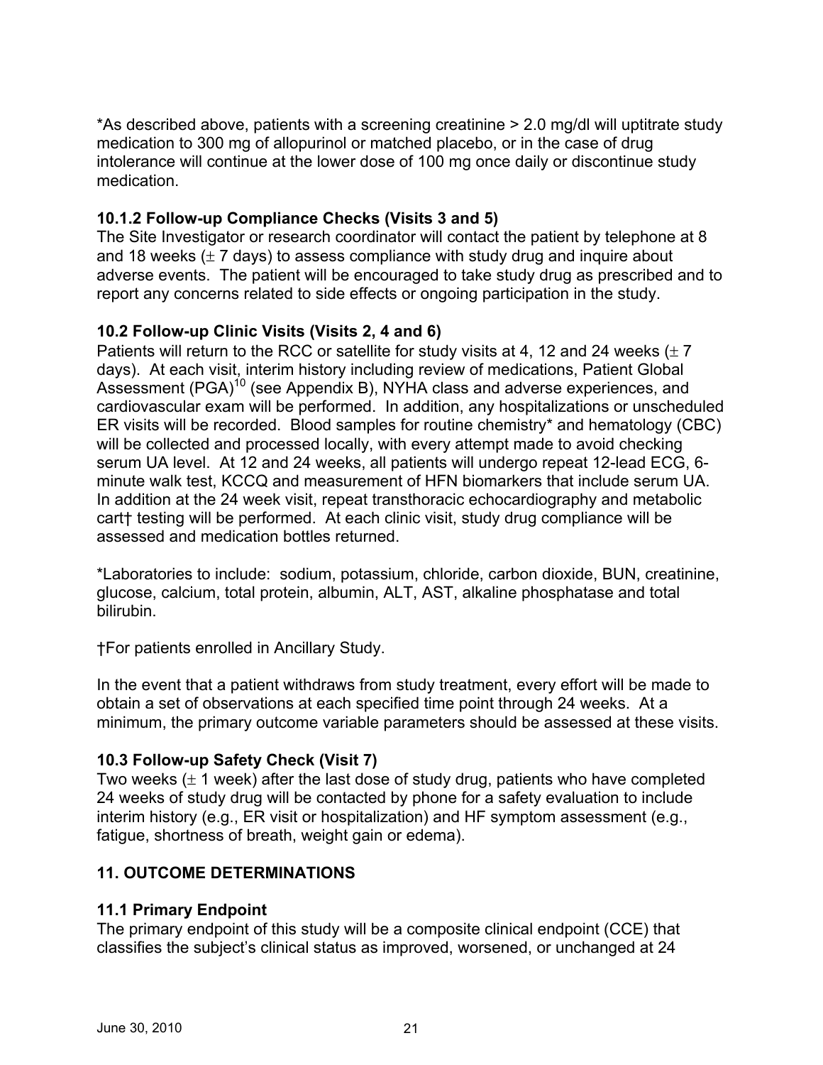*As described above, patients with a screening creatinine > 2.0 mg/dl will uptitrate study medication to 300 mg of allopurinol or matched placebo, or in the case of drug intolerance will continue at the lower dose of 100 mg once daily or discontinue study medication.

### 10.1.2 Follow-up Compliance Checks (Visits 3 and 5)

The Site Investigator or research coordinator will contact the patient by telephone at 8 and 18 weeks (± 7 days) to assess compliance with study drug and inquire about adverse events. The patient will be encouraged to take study drug as prescribed and to report any concerns related to side effects or ongoing participation in the study.

### 10.2 Follow-up Clinic Visits (Visits 2, 4 and 6)

Patients will return to the RCC or satellite for study visits at 4, 12 and 24 weeks (± 7 days). At each visit, interim history including review of medications, Patient Global Assessment (PGA)[10] (see Appendix B), NYHA class and adverse experiences, and cardiovascular exam will be performed. In addition, any hospitalizations or unscheduled ER visits will be recorded. Blood samples for routine chemistry* and hematology (CBC) will be collected and processed locally, with every attempt made to avoid checking serum UA level. At 12 and 24 weeks, all patients will undergo repeat 12-lead ECG, 6-minute walk test, KCCQ and measurement of HFN biomarkers that include serum UA. In addition at the 24 week visit, repeat transthoracic echocardiography and metabolic cart† testing will be performed. At each clinic visit, study drug compliance will be assessed and medication bottles returned.

*Laboratories to include: sodium, potassium, chloride, carbon dioxide, BUN, creatinine, glucose, calcium, total protein, albumin, ALT, AST, alkaline phosphatase and total bilirubin.

†For patients enrolled in Ancillary Study.

In the event that a patient withdraws from study treatment, every effort will be made to obtain a set of observations at each specified time point through 24 weeks. At a minimum, the primary outcome variable parameters should be assessed at these visits.

### 10.3 Follow-up Safety Check (Visit 7)

Two weeks (± 1 week) after the last dose of study drug, patients who have completed 24 weeks of study drug will be contacted by phone for a safety evaluation to include interim history (e.g., ER visit or hospitalization) and HF symptom assessment (e.g., fatigue, shortness of breath, weight gain or edema).

## 11. OUTCOME DETERMINATIONS

### 11.1 Primary Endpoint

The primary endpoint of this study will be a composite clinical endpoint (CCE) that classifies the subject's clinical status as improved, worsened, or unchanged at 24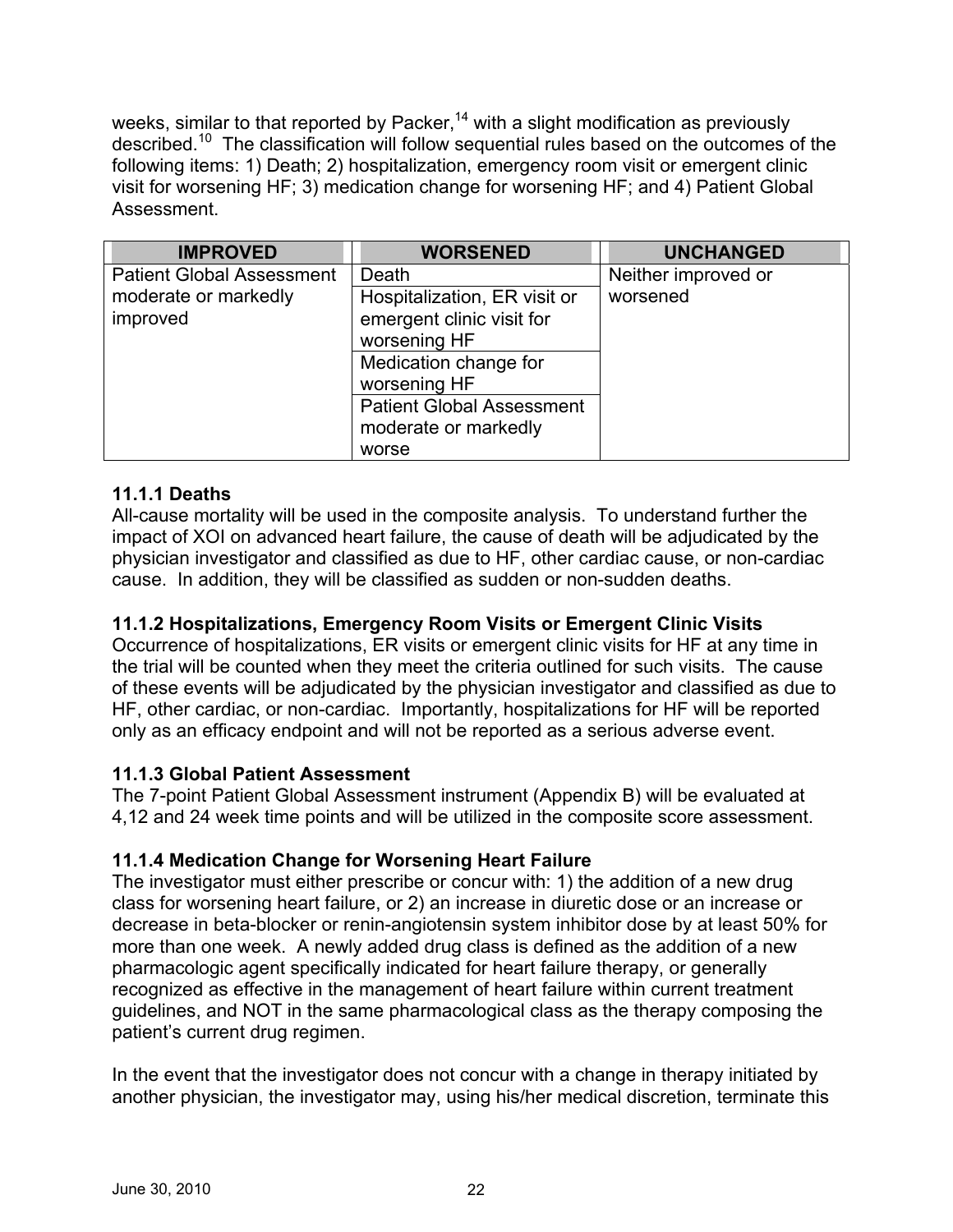weeks, similar to that reported by Packer,[14] with a slight modification as previously described.[10] The classification will follow sequential rules based on the outcomes of the following items: 1) Death; 2) hospitalization, emergency room visit or emergent clinic visit for worsening HF; 3) medication change for worsening HF; and 4) Patient Global Assessment.

| IMPROVED | WORSENED | UNCHANGED |
|---|---|---|
| Patient Global Assessment moderate or markedly improved | Death | Neither improved or worsened |
| | Hospitalization, ER visit or emergent clinic visit for worsening HF | |
| | Medication change for worsening HF | |
| | Patient Global Assessment moderate or markedly worse | |

### 11.1.1 Deaths

All-cause mortality will be used in the composite analysis. To understand further the impact of XOI on advanced heart failure, the cause of death will be adjudicated by the physician investigator and classified as due to HF, other cardiac cause, or non-cardiac cause. In addition, they will be classified as sudden or non-sudden deaths.

### 11.1.2 Hospitalizations, Emergency Room Visits or Emergent Clinic Visits

Occurrence of hospitalizations, ER visits or emergent clinic visits for HF at any time in the trial will be counted when they meet the criteria outlined for such visits. The cause of these events will be adjudicated by the physician investigator and classified as due to HF, other cardiac, or non-cardiac. Importantly, hospitalizations for HF will be reported only as an efficacy endpoint and will not be reported as a serious adverse event.

### 11.1.3 Global Patient Assessment

The 7-point Patient Global Assessment instrument (Appendix B) will be evaluated at 4,12 and 24 week time points and will be utilized in the composite score assessment.

### 11.1.4 Medication Change for Worsening Heart Failure

The investigator must either prescribe or concur with: 1) the addition of a new drug class for worsening heart failure, or 2) an increase in diuretic dose or an increase or decrease in beta-blocker or renin-angiotensin system inhibitor dose by at least 50% for more than one week. A newly added drug class is defined as the addition of a new pharmacologic agent specifically indicated for heart failure therapy, or generally recognized as effective in the management of heart failure within current treatment guidelines, and NOT in the same pharmacological class as the therapy composing the patient's current drug regimen.

In the event that the investigator does not concur with a change in therapy initiated by another physician, the investigator may, using his/her medical discretion, terminate this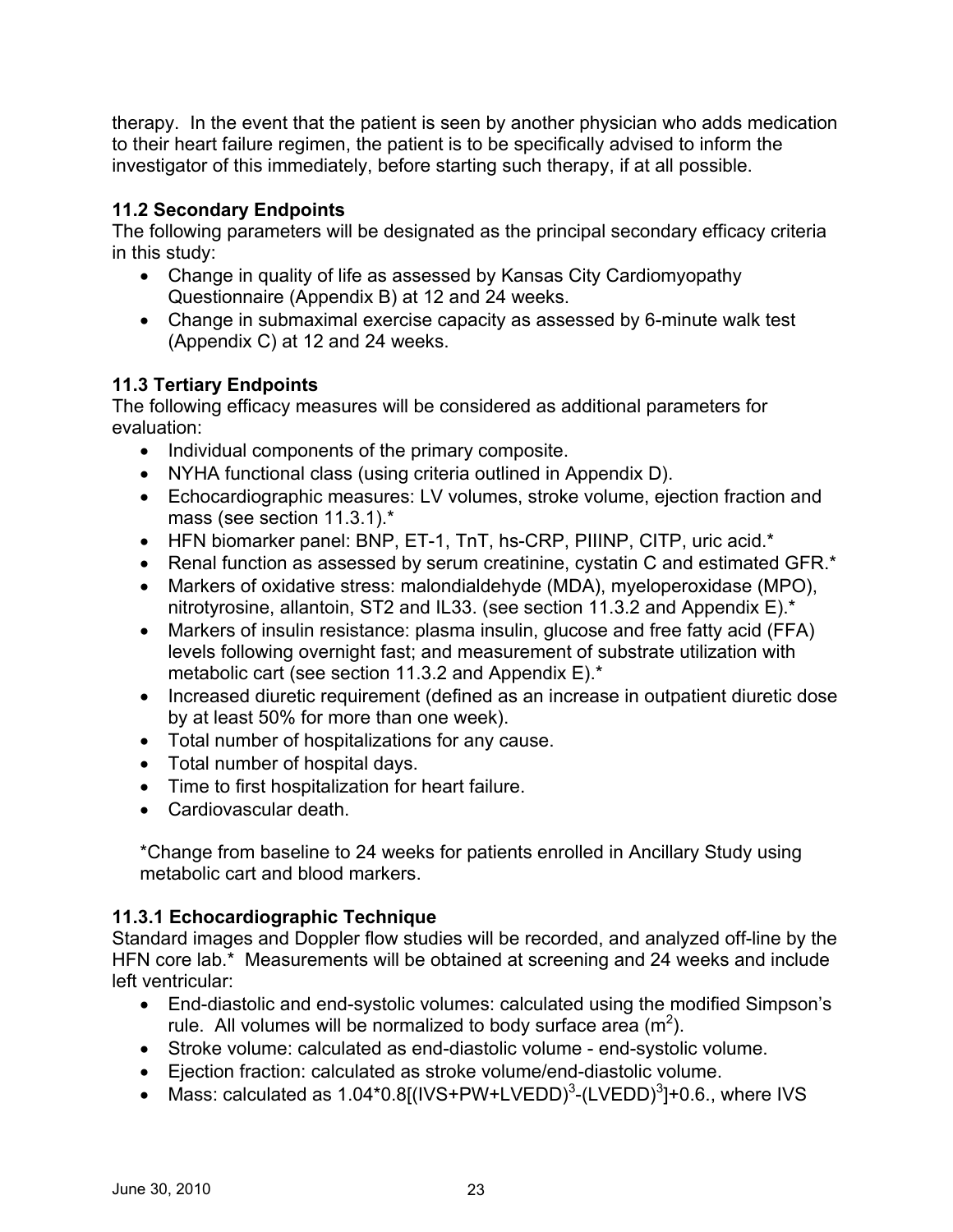therapy. In the event that the patient is seen by another physician who adds medication to their heart failure regimen, the patient is to be specifically advised to inform the investigator of this immediately, before starting such therapy, if at all possible.

### 11.2 Secondary Endpoints

The following parameters will be designated as the principal secondary efficacy criteria in this study:

- Change in quality of life as assessed by Kansas City Cardiomyopathy Questionnaire (Appendix B) at 12 and 24 weeks.
- Change in submaximal exercise capacity as assessed by 6-minute walk test (Appendix C) at 12 and 24 weeks.

### 11.3 Tertiary Endpoints

The following efficacy measures will be considered as additional parameters for evaluation:

- Individual components of the primary composite.
- NYHA functional class (using criteria outlined in Appendix D).
- Echocardiographic measures: LV volumes, stroke volume, ejection fraction and mass (see section 11.3.1).*
- HFN biomarker panel: BNP, ET-1, TnT, hs-CRP, PIIINP, CITP, uric acid.*
- Renal function as assessed by serum creatinine, cystatin C and estimated GFR.*
- Markers of oxidative stress: malondialdehyde (MDA), myeloperoxidase (MPO), nitrotyrosine, allantoin, ST2 and IL33. (see section 11.3.2 and Appendix E).*
- Markers of insulin resistance: plasma insulin, glucose and free fatty acid (FFA) levels following overnight fast; and measurement of substrate utilization with metabolic cart (see section 11.3.2 and Appendix E).*
- Increased diuretic requirement (defined as an increase in outpatient diuretic dose by at least 50% for more than one week).
- Total number of hospitalizations for any cause.
- Total number of hospital days.
- Time to first hospitalization for heart failure.
- Cardiovascular death.

*Change from baseline to 24 weeks for patients enrolled in Ancillary Study using metabolic cart and blood markers.

#### 11.3.1 Echocardiographic Technique

Standard images and Doppler flow studies will be recorded, and analyzed off-line by the HFN core lab.* Measurements will be obtained at screening and 24 weeks and include left ventricular:

- End-diastolic and end-systolic volumes: calculated using the modified Simpson's rule. All volumes will be normalized to body surface area ($m^2$).
- Stroke volume: calculated as end-diastolic volume - end-systolic volume.
- Ejection fraction: calculated as stroke volume/end-diastolic volume.
- Mass: calculated as $1.04*0.8[(IVS+PW+LVEDD)^3-(LVEDD)^3]+0.6$., where IVS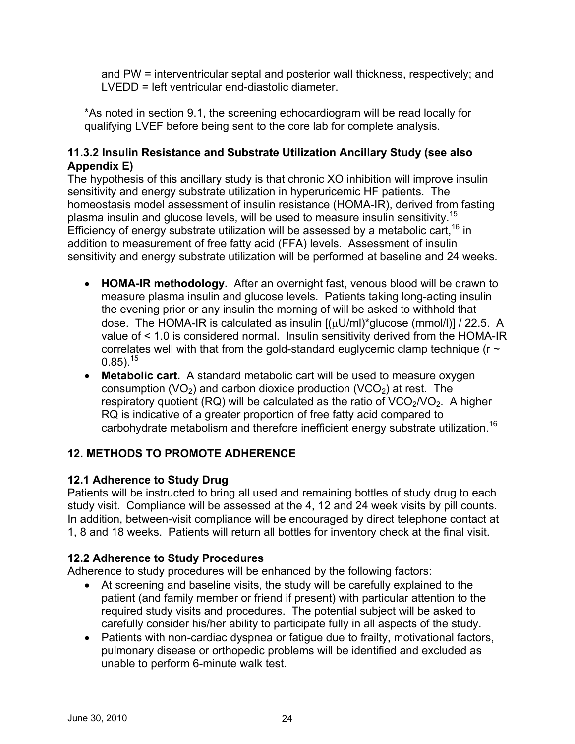and PW = interventricular septal and posterior wall thickness, respectively; and LVEDD = left ventricular end-diastolic diameter.

*As noted in section 9.1, the screening echocardiogram will be read locally for qualifying LVEF before being sent to the core lab for complete analysis.

### 11.3.2 Insulin Resistance and Substrate Utilization Ancillary Study (see also Appendix E)

The hypothesis of this ancillary study is that chronic XO inhibition will improve insulin sensitivity and energy substrate utilization in hyperuricemic HF patients. The homeostasis model assessment of insulin resistance (HOMA-IR), derived from fasting plasma insulin and glucose levels, will be used to measure insulin sensitivity.[15] Efficiency of energy substrate utilization will be assessed by a metabolic cart,[16] in addition to measurement of free fatty acid (FFA) levels. Assessment of insulin sensitivity and energy substrate utilization will be performed at baseline and 24 weeks.

- **HOMA-IR methodology.** After an overnight fast, venous blood will be drawn to measure plasma insulin and glucose levels. Patients taking long-acting insulin the evening prior or any insulin the morning of will be asked to withhold that dose. The HOMA-IR is calculated as insulin [(μU/ml)*glucose (mmol/l)] / 22.5. A value of < 1.0 is considered normal. Insulin sensitivity derived from the HOMA-IR correlates well with that from the gold-standard euglycemic clamp technique ($r \sim 0.85$).[15]
- **Metabolic cart.** A standard metabolic cart will be used to measure oxygen consumption ($VO_2$) and carbon dioxide production ($VCO_2$) at rest. The respiratory quotient (RQ) will be calculated as the ratio of $VCO_2/VO_2$. A higher RQ is indicative of a greater proportion of free fatty acid compared to carbohydrate metabolism and therefore inefficient energy substrate utilization.[16]

## 12. METHODS TO PROMOTE ADHERENCE

### 12.1 Adherence to Study Drug

Patients will be instructed to bring all used and remaining bottles of study drug to each study visit. Compliance will be assessed at the 4, 12 and 24 week visits by pill counts. In addition, between-visit compliance will be encouraged by direct telephone contact at 1, 8 and 18 weeks. Patients will return all bottles for inventory check at the final visit.

### 12.2 Adherence to Study Procedures

Adherence to study procedures will be enhanced by the following factors:

- At screening and baseline visits, the study will be carefully explained to the patient (and family member or friend if present) with particular attention to the required study visits and procedures. The potential subject will be asked to carefully consider his/her ability to participate fully in all aspects of the study.
- Patients with non-cardiac dyspnea or fatigue due to frailty, motivational factors, pulmonary disease or orthopedic problems will be identified and excluded as unable to perform 6-minute walk test.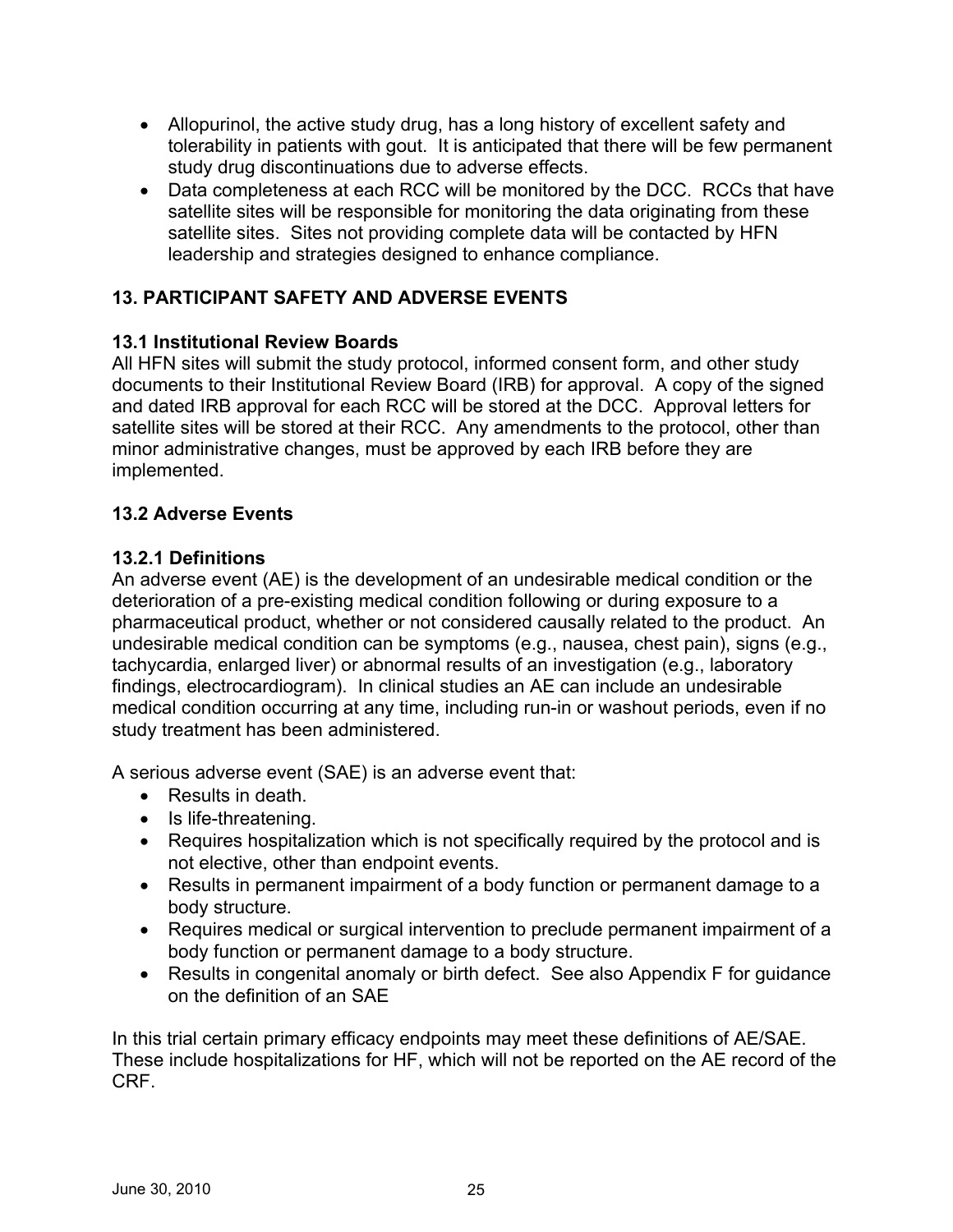- Allopurinol, the active study drug, has a long history of excellent safety and tolerability in patients with gout. It is anticipated that there will be few permanent study drug discontinuations due to adverse effects.
- Data completeness at each RCC will be monitored by the DCC. RCCs that have satellite sites will be responsible for monitoring the data originating from these satellite sites. Sites not providing complete data will be contacted by HFN leadership and strategies designed to enhance compliance.

## 13. PARTICIPANT SAFETY AND ADVERSE EVENTS

### 13.1 Institutional Review Boards

All HFN sites will submit the study protocol, informed consent form, and other study documents to their Institutional Review Board (IRB) for approval. A copy of the signed and dated IRB approval for each RCC will be stored at the DCC. Approval letters for satellite sites will be stored at their RCC. Any amendments to the protocol, other than minor administrative changes, must be approved by each IRB before they are implemented.

### 13.2 Adverse Events

#### 13.2.1 Definitions

An adverse event (AE) is the development of an undesirable medical condition or the deterioration of a pre-existing medical condition following or during exposure to a pharmaceutical product, whether or not considered causally related to the product. An undesirable medical condition can be symptoms (e.g., nausea, chest pain), signs (e.g., tachycardia, enlarged liver) or abnormal results of an investigation (e.g., laboratory findings, electrocardiogram). In clinical studies an AE can include an undesirable medical condition occurring at any time, including run-in or washout periods, even if no study treatment has been administered.

A serious adverse event (SAE) is an adverse event that:

- Results in death.
- Is life-threatening.
- Requires hospitalization which is not specifically required by the protocol and is not elective, other than endpoint events.
- Results in permanent impairment of a body function or permanent damage to a body structure.
- Requires medical or surgical intervention to preclude permanent impairment of a body function or permanent damage to a body structure.
- Results in congenital anomaly or birth defect. See also Appendix F for guidance on the definition of an SAE

In this trial certain primary efficacy endpoints may meet these definitions of AE/SAE. These include hospitalizations for HF, which will not be reported on the AE record of the CRF.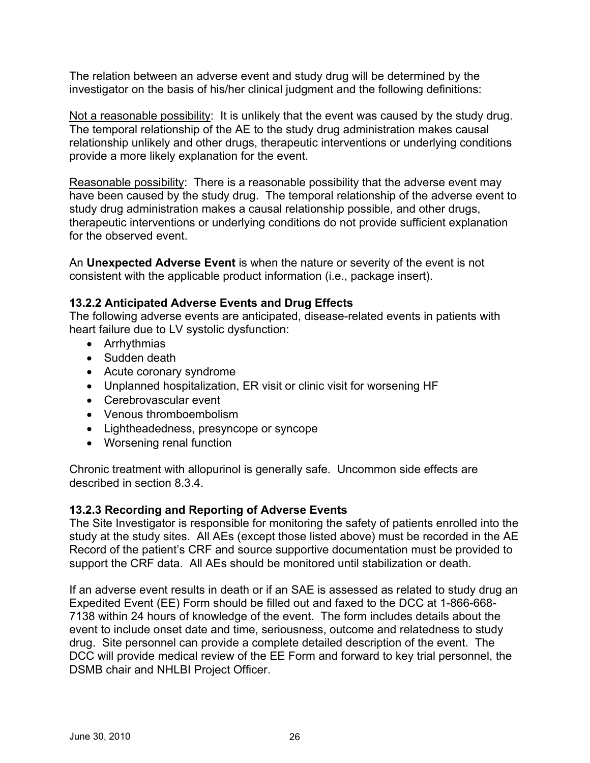The relation between an adverse event and study drug will be determined by the investigator on the basis of his/her clinical judgment and the following definitions:

Not a reasonable possibility: It is unlikely that the event was caused by the study drug. The temporal relationship of the AE to the study drug administration makes causal relationship unlikely and other drugs, therapeutic interventions or underlying conditions provide a more likely explanation for the event.

Reasonable possibility: There is a reasonable possibility that the adverse event may have been caused by the study drug. The temporal relationship of the adverse event to study drug administration makes a causal relationship possible, and other drugs, therapeutic interventions or underlying conditions do not provide sufficient explanation for the observed event.

An **Unexpected Adverse Event** is when the nature or severity of the event is not consistent with the applicable product information (i.e., package insert).

### 13.2.2 Anticipated Adverse Events and Drug Effects

The following adverse events are anticipated, disease-related events in patients with heart failure due to LV systolic dysfunction:

- Arrhythmias
- Sudden death
- Acute coronary syndrome
- Unplanned hospitalization, ER visit or clinic visit for worsening HF
- Cerebrovascular event
- Venous thromboembolism
- Lightheadedness, presyncope or syncope
- Worsening renal function

Chronic treatment with allopurinol is generally safe. Uncommon side effects are described in section 8.3.4.

### 13.2.3 Recording and Reporting of Adverse Events

The Site Investigator is responsible for monitoring the safety of patients enrolled into the study at the study sites. All AEs (except those listed above) must be recorded in the AE Record of the patient's CRF and source supportive documentation must be provided to support the CRF data. All AEs should be monitored until stabilization or death.

If an adverse event results in death or if an SAE is assessed as related to study drug an Expedited Event (EE) Form should be filled out and faxed to the DCC at 1-866-668-7138 within 24 hours of knowledge of the event. The form includes details about the event to include onset date and time, seriousness, outcome and relatedness to study drug. Site personnel can provide a complete detailed description of the event. The DCC will provide medical review of the EE Form and forward to key trial personnel, the DSMB chair and NHLBI Project Officer.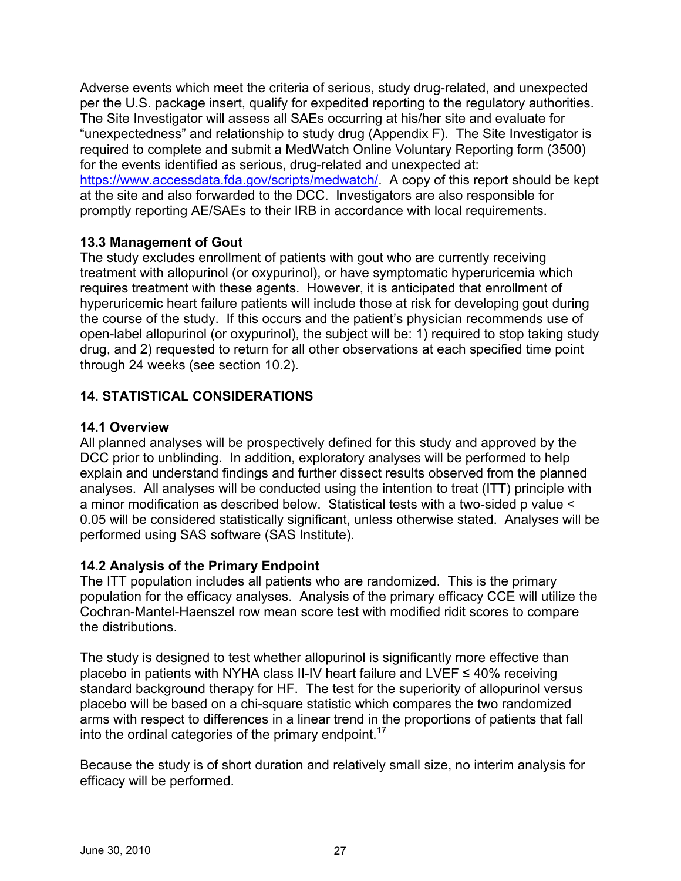Adverse events which meet the criteria of serious, study drug-related, and unexpected per the U.S. package insert, qualify for expedited reporting to the regulatory authorities. The Site Investigator will assess all SAEs occurring at his/her site and evaluate for "unexpectedness" and relationship to study drug (Appendix F). The Site Investigator is required to complete and submit a MedWatch Online Voluntary Reporting form (3500) for the events identified as serious, drug-related and unexpected at: https://www.accessdata.fda.gov/scripts/medwatch/. A copy of this report should be kept at the site and also forwarded to the DCC. Investigators are also responsible for promptly reporting AE/SAEs to their IRB in accordance with local requirements.

### 13.3 Management of Gout

The study excludes enrollment of patients with gout who are currently receiving treatment with allopurinol (or oxypurinol), or have symptomatic hyperuricemia which requires treatment with these agents. However, it is anticipated that enrollment of hyperuricemic heart failure patients will include those at risk for developing gout during the course of the study. If this occurs and the patient's physician recommends use of open-label allopurinol (or oxypurinol), the subject will be: 1) required to stop taking study drug, and 2) requested to return for all other observations at each specified time point through 24 weeks (see section 10.2).

## 14. STATISTICAL CONSIDERATIONS

### 14.1 Overview

All planned analyses will be prospectively defined for this study and approved by the DCC prior to unblinding. In addition, exploratory analyses will be performed to help explain and understand findings and further dissect results observed from the planned analyses. All analyses will be conducted using the intention to treat (ITT) principle with a minor modification as described below. Statistical tests with a two-sided p value $< 0.05$ will be considered statistically significant, unless otherwise stated. Analyses will be performed using SAS software (SAS Institute).

### 14.2 Analysis of the Primary Endpoint

The ITT population includes all patients who are randomized. This is the primary population for the efficacy analyses. Analysis of the primary efficacy CCE will utilize the Cochran-Mantel-Haenszel row mean score test with modified ridit scores to compare the distributions.

The study is designed to test whether allopurinol is significantly more effective than placebo in patients with NYHA class II-IV heart failure and LVEF ≤ 40% receiving standard background therapy for HF. The test for the superiority of allopurinol versus placebo will be based on a chi-square statistic which compares the two randomized arms with respect to differences in a linear trend in the proportions of patients that fall into the ordinal categories of the primary endpoint.[17]

Because the study is of short duration and relatively small size, no interim analysis for efficacy will be performed.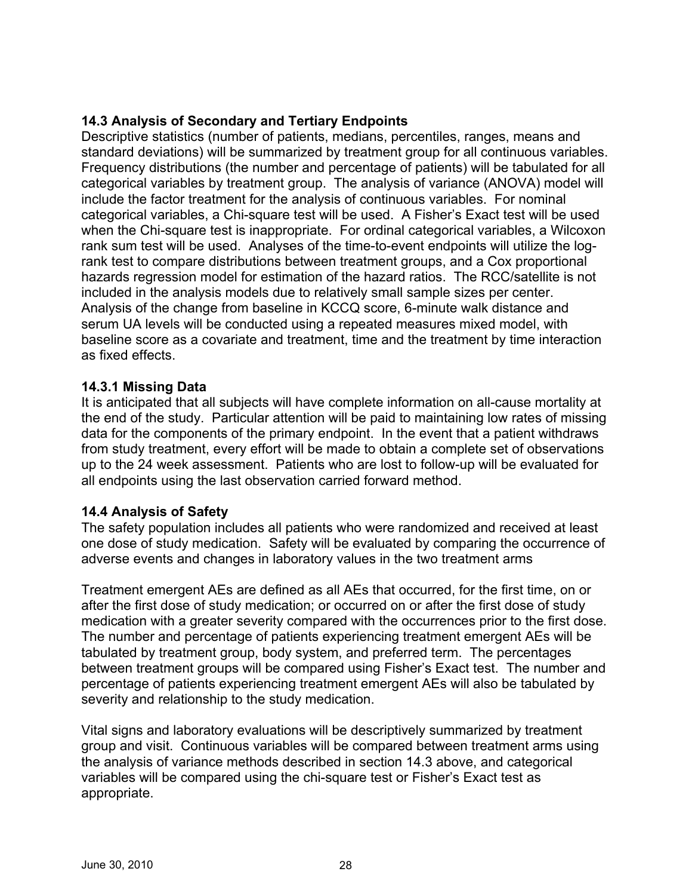### 14.3 Analysis of Secondary and Tertiary Endpoints

Descriptive statistics (number of patients, medians, percentiles, ranges, means and standard deviations) will be summarized by treatment group for all continuous variables. Frequency distributions (the number and percentage of patients) will be tabulated for all categorical variables by treatment group. The analysis of variance (ANOVA) model will include the factor treatment for the analysis of continuous variables. For nominal categorical variables, a Chi-square test will be used. A Fisher's Exact test will be used when the Chi-square test is inappropriate. For ordinal categorical variables, a Wilcoxon rank sum test will be used. Analyses of the time-to-event endpoints will utilize the log-rank test to compare distributions between treatment groups, and a Cox proportional hazards regression model for estimation of the hazard ratios. The RCC/satellite is not included in the analysis models due to relatively small sample sizes per center. Analysis of the change from baseline in KCCQ score, 6-minute walk distance and serum UA levels will be conducted using a repeated measures mixed model, with baseline score as a covariate and treatment, time and the treatment by time interaction as fixed effects.

#### 14.3.1 Missing Data

It is anticipated that all subjects will have complete information on all-cause mortality at the end of the study. Particular attention will be paid to maintaining low rates of missing data for the components of the primary endpoint. In the event that a patient withdraws from study treatment, every effort will be made to obtain a complete set of observations up to the 24 week assessment. Patients who are lost to follow-up will be evaluated for all endpoints using the last observation carried forward method.

### 14.4 Analysis of Safety

The safety population includes all patients who were randomized and received at least one dose of study medication. Safety will be evaluated by comparing the occurrence of adverse events and changes in laboratory values in the two treatment arms

Treatment emergent AEs are defined as all AEs that occurred, for the first time, on or after the first dose of study medication; or occurred on or after the first dose of study medication with a greater severity compared with the occurrences prior to the first dose. The number and percentage of patients experiencing treatment emergent AEs will be tabulated by treatment group, body system, and preferred term. The percentages between treatment groups will be compared using Fisher's Exact test. The number and percentage of patients experiencing treatment emergent AEs will also be tabulated by severity and relationship to the study medication.

Vital signs and laboratory evaluations will be descriptively summarized by treatment group and visit. Continuous variables will be compared between treatment arms using the analysis of variance methods described in section 14.3 above, and categorical variables will be compared using the chi-square test or Fisher's Exact test as appropriate.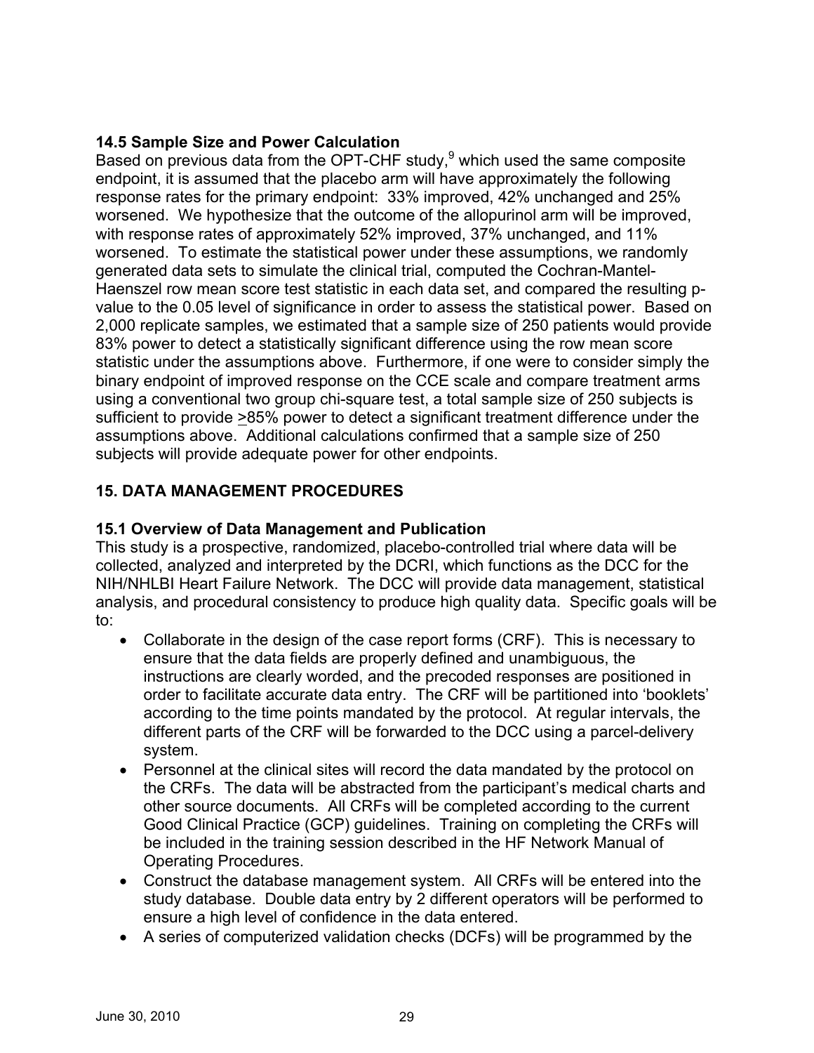### 14.5 Sample Size and Power Calculation

Based on previous data from the OPT-CHF study,[9] which used the same composite endpoint, it is assumed that the placebo arm will have approximately the following response rates for the primary endpoint: 33% improved, 42% unchanged and 25% worsened. We hypothesize that the outcome of the allopurinol arm will be improved, with response rates of approximately 52% improved, 37% unchanged, and 11% worsened. To estimate the statistical power under these assumptions, we randomly generated data sets to simulate the clinical trial, computed the Cochran-Mantel-Haenszel row mean score test statistic in each data set, and compared the resulting p-value to the 0.05 level of significance in order to assess the statistical power. Based on 2,000 replicate samples, we estimated that a sample size of 250 patients would provide 83% power to detect a statistically significant difference using the row mean score statistic under the assumptions above. Furthermore, if one were to consider simply the binary endpoint of improved response on the CCE scale and compare treatment arms using a conventional two group chi-square test, a total sample size of 250 subjects is sufficient to provide $\geq$85% power to detect a significant treatment difference under the assumptions above. Additional calculations confirmed that a sample size of 250 subjects will provide adequate power for other endpoints.

## 15. DATA MANAGEMENT PROCEDURES

### 15.1 Overview of Data Management and Publication

This study is a prospective, randomized, placebo-controlled trial where data will be collected, analyzed and interpreted by the DCRI, which functions as the DCC for the NIH/NHLBI Heart Failure Network. The DCC will provide data management, statistical analysis, and procedural consistency to produce high quality data. Specific goals will be to:

- Collaborate in the design of the case report forms (CRF). This is necessary to ensure that the data fields are properly defined and unambiguous, the instructions are clearly worded, and the precoded responses are positioned in order to facilitate accurate data entry. The CRF will be partitioned into 'booklets' according to the time points mandated by the protocol. At regular intervals, the different parts of the CRF will be forwarded to the DCC using a parcel-delivery system.
- Personnel at the clinical sites will record the data mandated by the protocol on the CRFs. The data will be abstracted from the participant's medical charts and other source documents. All CRFs will be completed according to the current Good Clinical Practice (GCP) guidelines. Training on completing the CRFs will be included in the training session described in the HF Network Manual of Operating Procedures.
- Construct the database management system. All CRFs will be entered into the study database. Double data entry by 2 different operators will be performed to ensure a high level of confidence in the data entered.
- A series of computerized validation checks (DCFs) will be programmed by the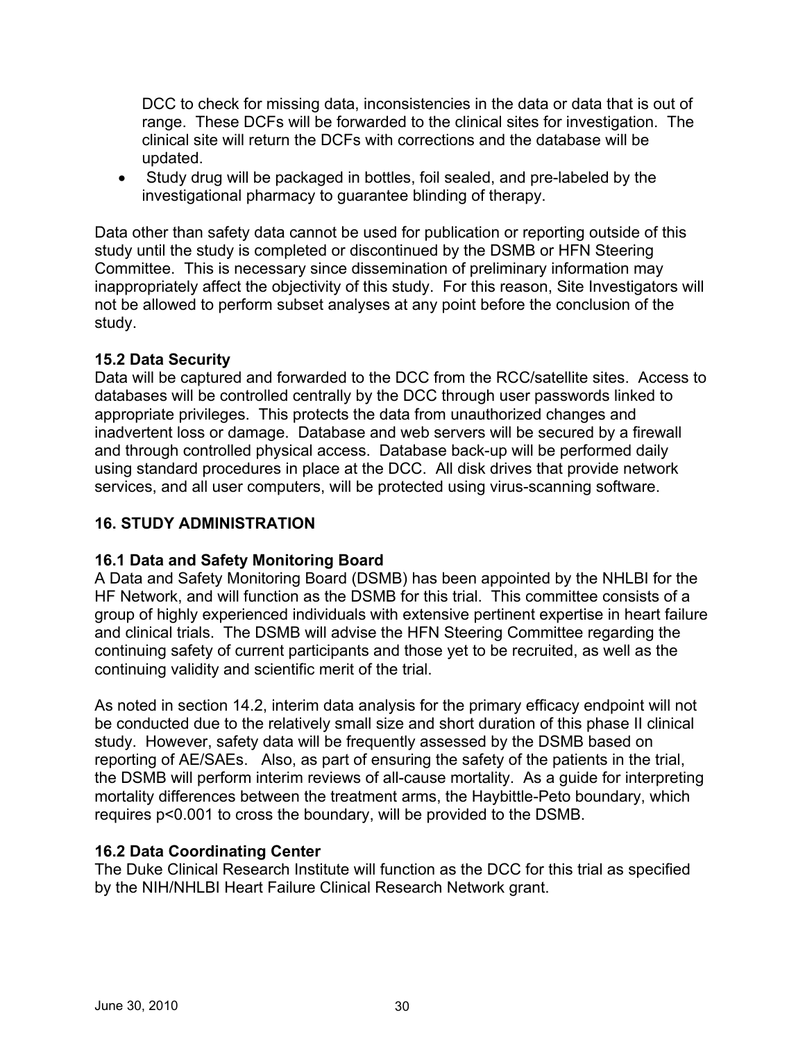DCC to check for missing data, inconsistencies in the data or data that is out of range. These DCFs will be forwarded to the clinical sites for investigation. The clinical site will return the DCFs with corrections and the database will be updated.

- Study drug will be packaged in bottles, foil sealed, and pre-labeled by the investigational pharmacy to guarantee blinding of therapy.

Data other than safety data cannot be used for publication or reporting outside of this study until the study is completed or discontinued by the DSMB or HFN Steering Committee. This is necessary since dissemination of preliminary information may inappropriately affect the objectivity of this study. For this reason, Site Investigators will not be allowed to perform subset analyses at any point before the conclusion of the study.

### 15.2 Data Security

Data will be captured and forwarded to the DCC from the RCC/satellite sites. Access to databases will be controlled centrally by the DCC through user passwords linked to appropriate privileges. This protects the data from unauthorized changes and inadvertent loss or damage. Database and web servers will be secured by a firewall and through controlled physical access. Database back-up will be performed daily using standard procedures in place at the DCC. All disk drives that provide network services, and all user computers, will be protected using virus-scanning software.

## 16. STUDY ADMINISTRATION

### 16.1 Data and Safety Monitoring Board

A Data and Safety Monitoring Board (DSMB) has been appointed by the NHLBI for the HF Network, and will function as the DSMB for this trial. This committee consists of a group of highly experienced individuals with extensive pertinent expertise in heart failure and clinical trials. The DSMB will advise the HFN Steering Committee regarding the continuing safety of current participants and those yet to be recruited, as well as the continuing validity and scientific merit of the trial.

As noted in section 14.2, interim data analysis for the primary efficacy endpoint will not be conducted due to the relatively small size and short duration of this phase II clinical study. However, safety data will be frequently assessed by the DSMB based on reporting of AE/SAEs. Also, as part of ensuring the safety of the patients in the trial, the DSMB will perform interim reviews of all-cause mortality. As a guide for interpreting mortality differences between the treatment arms, the Haybittle-Peto boundary, which requires $p<0.001$ to cross the boundary, will be provided to the DSMB.

### 16.2 Data Coordinating Center

The Duke Clinical Research Institute will function as the DCC for this trial as specified by the NIH/NHLBI Heart Failure Clinical Research Network grant.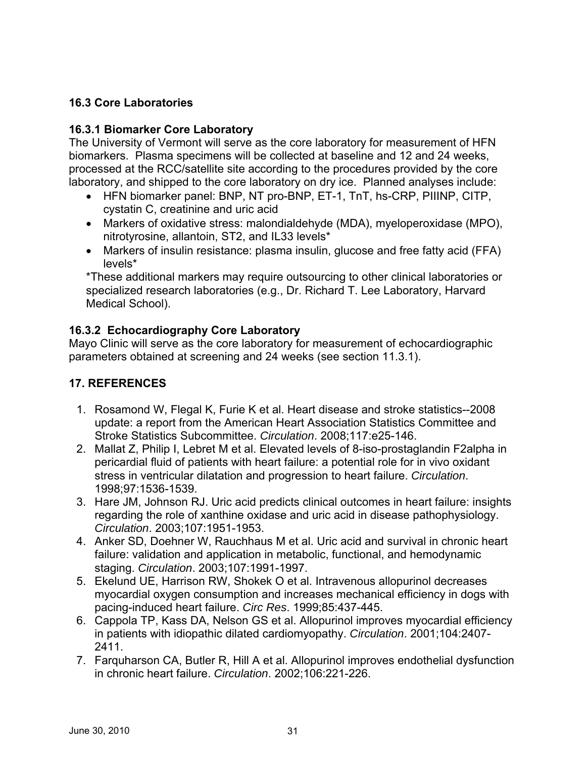### 16.3 Core Laboratories

#### 16.3.1 Biomarker Core Laboratory

The University of Vermont will serve as the core laboratory for measurement of HFN biomarkers. Plasma specimens will be collected at baseline and 12 and 24 weeks, processed at the RCC/satellite site according to the procedures provided by the core laboratory, and shipped to the core laboratory on dry ice. Planned analyses include:

- HFN biomarker panel: BNP, NT pro-BNP, ET-1, TnT, hs-CRP, PIIINP, CITP, cystatin C, creatinine and uric acid
- Markers of oxidative stress: malondialdehyde (MDA), myeloperoxidase (MPO), nitrotyrosine, allantoin, ST2, and IL33 levels*
- Markers of insulin resistance: plasma insulin, glucose and free fatty acid (FFA) levels*

*These additional markers may require outsourcing to other clinical laboratories or specialized research laboratories (e.g., Dr. Richard T. Lee Laboratory, Harvard Medical School).

#### 16.3.2 Echocardiography Core Laboratory

Mayo Clinic will serve as the core laboratory for measurement of echocardiographic parameters obtained at screening and 24 weeks (see section 11.3.1).

## 17. REFERENCES

1. Rosamond W, Flegal K, Furie K et al. Heart disease and stroke statistics--2008 update: a report from the American Heart Association Statistics Committee and Stroke Statistics Subcommittee. *Circulation*. 2008;117:e25-146.
2. Mallat Z, Philip I, Lebret M et al. Elevated levels of 8-iso-prostaglandin F2alpha in pericardial fluid of patients with heart failure: a potential role for in vivo oxidant stress in ventricular dilatation and progression to heart failure. *Circulation*. 1998;97:1536-1539.
3. Hare JM, Johnson RJ. Uric acid predicts clinical outcomes in heart failure: insights regarding the role of xanthine oxidase and uric acid in disease pathophysiology. *Circulation*. 2003;107:1951-1953.
4. Anker SD, Doehner W, Rauchhaus M et al. Uric acid and survival in chronic heart failure: validation and application in metabolic, functional, and hemodynamic staging. *Circulation*. 2003;107:1991-1997.
5. Ekelund UE, Harrison RW, Shokek O et al. Intravenous allopurinol decreases myocardial oxygen consumption and increases mechanical efficiency in dogs with pacing-induced heart failure. *Circ Res*. 1999;85:437-445.
6. Cappola TP, Kass DA, Nelson GS et al. Allopurinol improves myocardial efficiency in patients with idiopathic dilated cardiomyopathy. *Circulation*. 2001;104:2407-2411.
7. Farquharson CA, Butler R, Hill A et al. Allopurinol improves endothelial dysfunction in chronic heart failure. *Circulation*. 2002;106:221-226.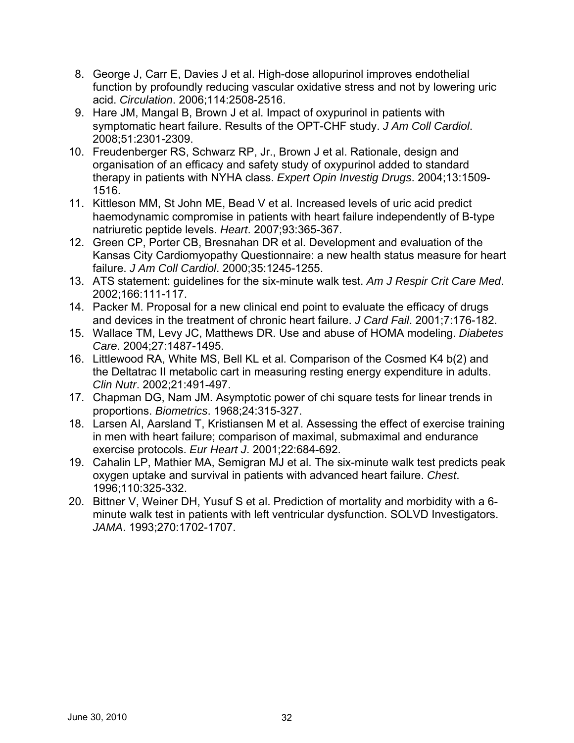8. George J, Carr E, Davies J et al. High-dose allopurinol improves endothelial function by profoundly reducing vascular oxidative stress and not by lowering uric acid. *Circulation*. 2006;114:2508-2516.
9. Hare JM, Mangal B, Brown J et al. Impact of oxypurinol in patients with symptomatic heart failure. Results of the OPT-CHF study. *J Am Coll Cardiol*. 2008;51:2301-2309.
10. Freudenberger RS, Schwarz RP, Jr., Brown J et al. Rationale, design and organisation of an efficacy and safety study of oxypurinol added to standard therapy in patients with NYHA class. *Expert Opin Investig Drugs*. 2004;13:1509-1516.
11. Kittleson MM, St John ME, Bead V et al. Increased levels of uric acid predict haemodynamic compromise in patients with heart failure independently of B-type natriuretic peptide levels. *Heart*. 2007;93:365-367.
12. Green CP, Porter CB, Bresnahan DR et al. Development and evaluation of the Kansas City Cardiomyopathy Questionnaire: a new health status measure for heart failure. *J Am Coll Cardiol*. 2000;35:1245-1255.
13. ATS statement: guidelines for the six-minute walk test. *Am J Respir Crit Care Med*. 2002;166:111-117.
14. Packer M. Proposal for a new clinical end point to evaluate the efficacy of drugs and devices in the treatment of chronic heart failure. *J Card Fail*. 2001;7:176-182.
15. Wallace TM, Levy JC, Matthews DR. Use and abuse of HOMA modeling. *Diabetes Care*. 2004;27:1487-1495.
16. Littlewood RA, White MS, Bell KL et al. Comparison of the Cosmed K4 b(2) and the Deltatrac II metabolic cart in measuring resting energy expenditure in adults. *Clin Nutr*. 2002;21:491-497.
17. Chapman DG, Nam JM. Asymptotic power of chi square tests for linear trends in proportions. *Biometrics*. 1968;24:315-327.
18. Larsen AI, Aarsland T, Kristiansen M et al. Assessing the effect of exercise training in men with heart failure; comparison of maximal, submaximal and endurance exercise protocols. *Eur Heart J*. 2001;22:684-692.
19. Cahalin LP, Mathier MA, Semigran MJ et al. The six-minute walk test predicts peak oxygen uptake and survival in patients with advanced heart failure. *Chest*. 1996;110:325-332.
20. Bittner V, Weiner DH, Yusuf S et al. Prediction of mortality and morbidity with a 6-minute walk test in patients with left ventricular dysfunction. SOLVD Investigators. *JAMA*. 1993;270:1702-1707.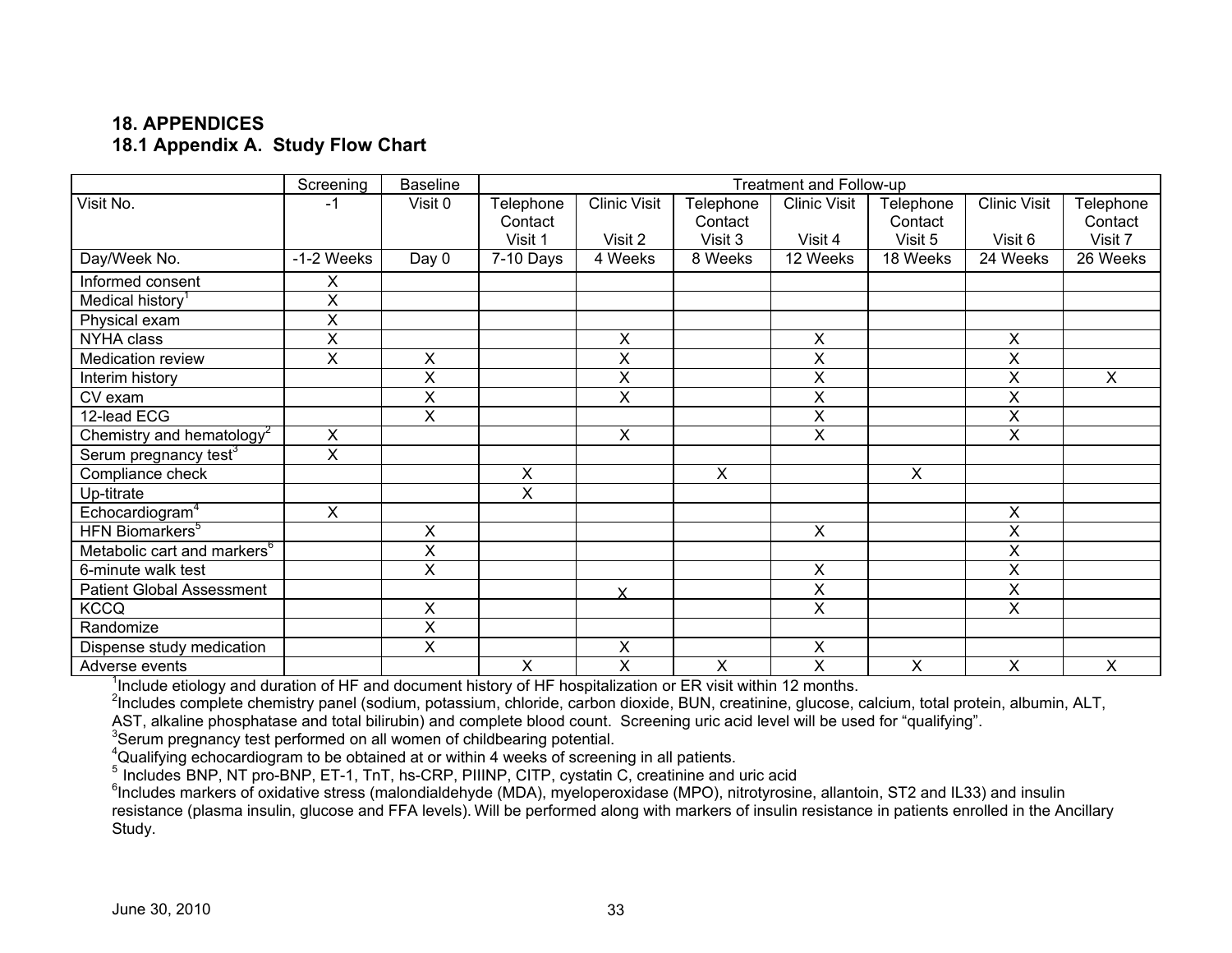# 18. APPENDICES

## 18.1 Appendix A. Study Flow Chart

| | Screening | Baseline | Treatment and Follow-up | | | | | | |
|---|---|---|---|---|---|---|---|---|---|
| Visit No. | -1 | Visit 0 | Telephone Contact Visit 1 | Clinic Visit Visit 2 | Telephone Contact Visit 3 | Clinic Visit Visit 4 | Telephone Contact Visit 5 | Clinic Visit Visit 6 | Telephone Contact Visit 7 |
| Day/Week No. | -1-2 Weeks | Day 0 | 7-10 Days | 4 Weeks | 8 Weeks | 12 Weeks | 18 Weeks | 24 Weeks | 26 Weeks |
| Informed consent | X | | | | | | | | |
| Medical history[1] | X | | | | | | | | |
| Physical exam | X | | | | | | | | |
| NYHA class | X | | | X | | X | | X | |
| Medication review | X | X | | X | | X | | X | |
| Interim history | | X | | X | | X | | X | X |
| CV exam | | X | | X | | X | | X | |
| 12-lead ECG | | X | | | | X | | X | |
| Chemistry and hematology[2] | X | | | X | | X | | X | |
| Serum pregnancy test[3] | X | | | | | | | | |
| Compliance check | | | X | | X | | X | | |
| Up-titrate | | | X | | | | | | |
| Echocardiogram[4] | X | | | | | | | X | |
| HFN Biomarkers[5] | | X | | | | X | | X | |
| Metabolic cart and markers[6] | | X | | | | | | X | |
| 6-minute walk test | | X | | | | X | | X | |
| Patient Global Assessment | | | | X | | X | | X | |
| KCCQ | | X | | | | X | | X | |
| Randomize | | X | | | | | | | |
| Dispense study medication | | X | | X | | X | | | |
| Adverse events | | | X | X | X | X | X | X | X |

[1]Include etiology and duration of HF and document history of HF hospitalization or ER visit within 12 months.
[2]Includes complete chemistry panel (sodium, potassium, chloride, carbon dioxide, BUN, creatinine, glucose, calcium, total protein, albumin, ALT, AST, alkaline phosphatase and total bilirubin) and complete blood count. Screening uric acid level will be used for "qualifying".
[3]Serum pregnancy test performed on all women of childbearing potential.
[4]Qualifying echocardiogram to be obtained at or within 4 weeks of screening in all patients.
[5] Includes BNP, NT pro-BNP, ET-1, TnT, hs-CRP, PIIINP, CITP, cystatin C, creatinine and uric acid
[6]Includes markers of oxidative stress (malondialdehyde (MDA), myeloperoxidase (MPO), nitrotyrosine, allantoin, ST2 and IL33) and insulin resistance (plasma insulin, glucose and FFA levels). Will be performed along with markers of insulin resistance in patients enrolled in the Ancillary Study.

June 30, 2010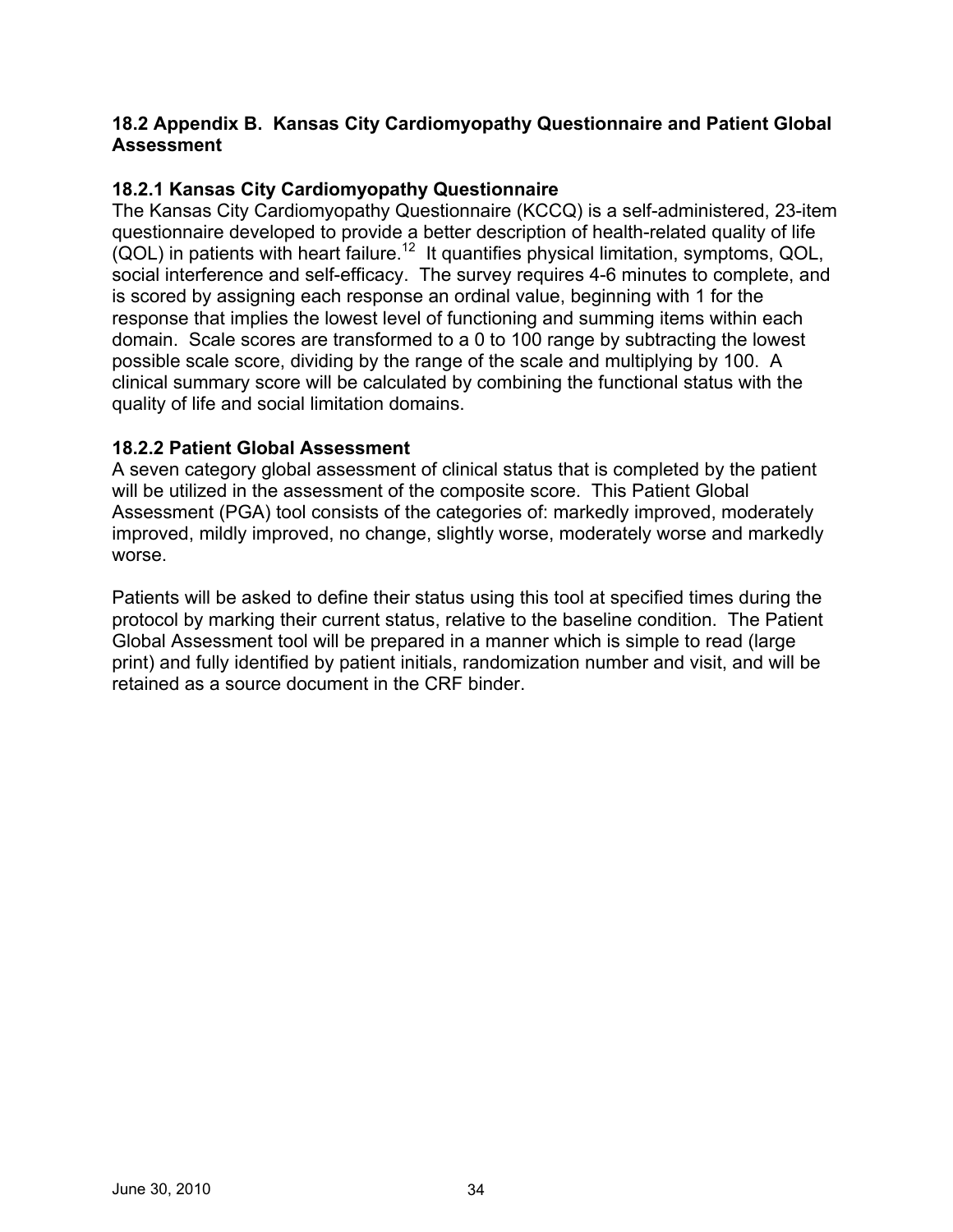## 18.2 Appendix B. Kansas City Cardiomyopathy Questionnaire and Patient Global Assessment

### 18.2.1 Kansas City Cardiomyopathy Questionnaire

The Kansas City Cardiomyopathy Questionnaire (KCCQ) is a self-administered, 23-item questionnaire developed to provide a better description of health-related quality of life (QOL) in patients with heart failure.[12] It quantifies physical limitation, symptoms, QOL, social interference and self-efficacy. The survey requires 4-6 minutes to complete, and is scored by assigning each response an ordinal value, beginning with 1 for the response that implies the lowest level of functioning and summing items within each domain. Scale scores are transformed to a 0 to 100 range by subtracting the lowest possible scale score, dividing by the range of the scale and multiplying by 100. A clinical summary score will be calculated by combining the functional status with the quality of life and social limitation domains.

### 18.2.2 Patient Global Assessment

A seven category global assessment of clinical status that is completed by the patient will be utilized in the assessment of the composite score. This Patient Global Assessment (PGA) tool consists of the categories of: markedly improved, moderately improved, mildly improved, no change, slightly worse, moderately worse and markedly worse.

Patients will be asked to define their status using this tool at specified times during the protocol by marking their current status, relative to the baseline condition. The Patient Global Assessment tool will be prepared in a manner which is simple to read (large print) and fully identified by patient initials, randomization number and visit, and will be retained as a source document in the CRF binder.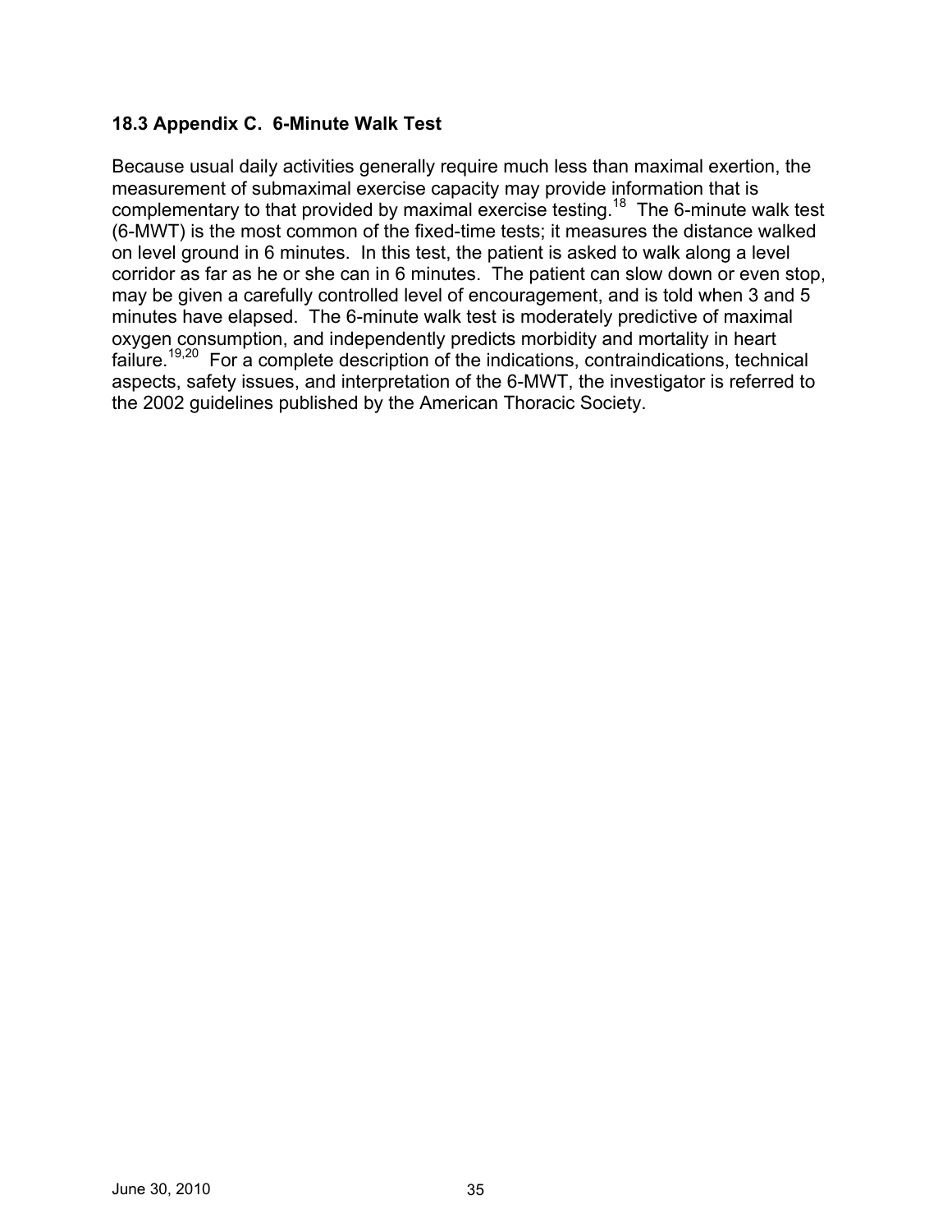### 18.3 Appendix C. 6-Minute Walk Test

Because usual daily activities generally require much less than maximal exertion, the measurement of submaximal exercise capacity may provide information that is complementary to that provided by maximal exercise testing.[18] The 6-minute walk test (6-MWT) is the most common of the fixed-time tests; it measures the distance walked on level ground in 6 minutes. In this test, the patient is asked to walk along a level corridor as far as he or she can in 6 minutes. The patient can slow down or even stop, may be given a carefully controlled level of encouragement, and is told when 3 and 5 minutes have elapsed. The 6-minute walk test is moderately predictive of maximal oxygen consumption, and independently predicts morbidity and mortality in heart failure.[19,20] For a complete description of the indications, contraindications, technical aspects, safety issues, and interpretation of the 6-MWT, the investigator is referred to the 2002 guidelines published by the American Thoracic Society.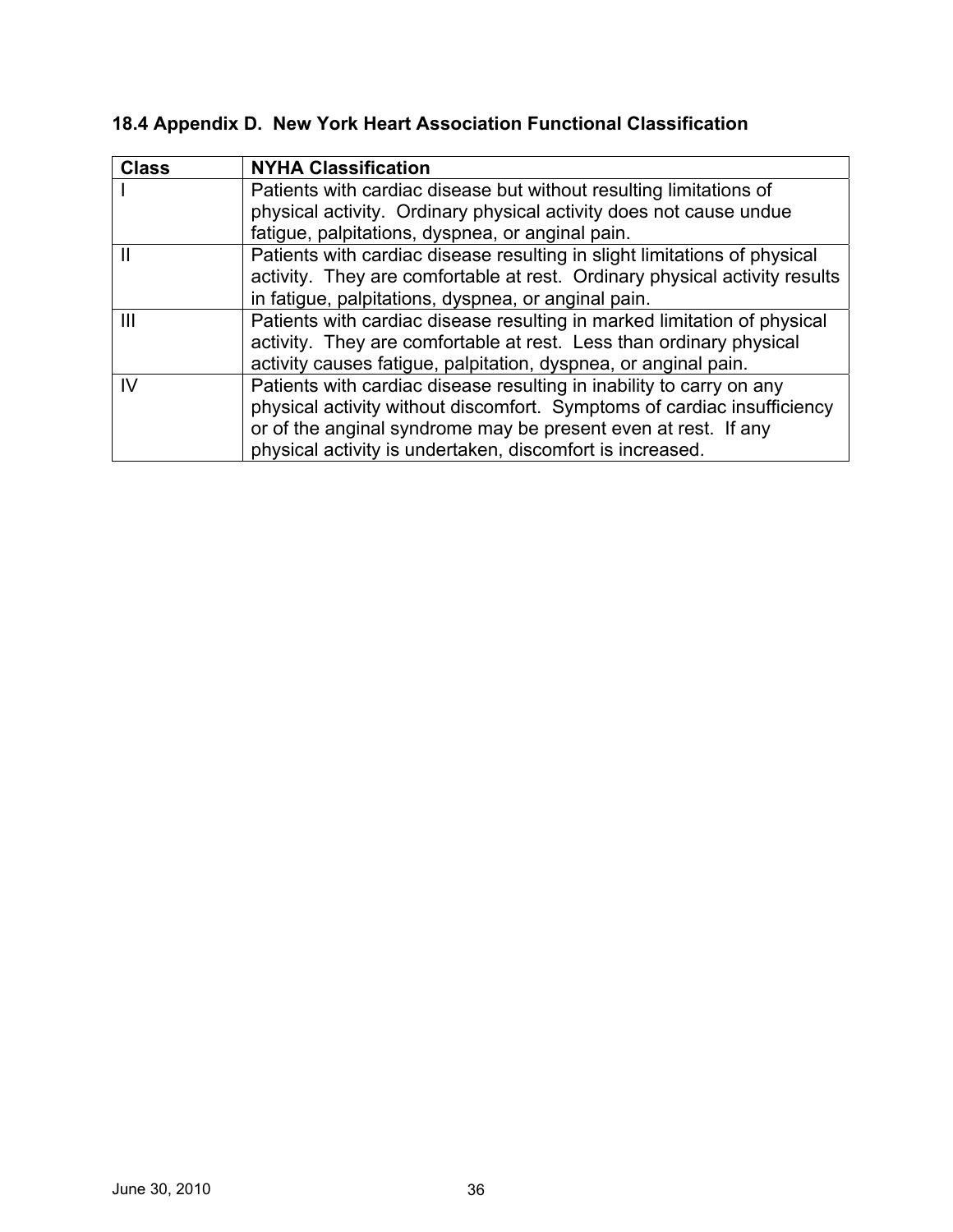### 18.4 Appendix D. New York Heart Association Functional Classification

| Class | NYHA Classification |
|---|---|
| I | Patients with cardiac disease but without resulting limitations of physical activity. Ordinary physical activity does not cause undue fatigue, palpitations, dyspnea, or anginal pain. |
| II | Patients with cardiac disease resulting in slight limitations of physical activity. They are comfortable at rest. Ordinary physical activity results in fatigue, palpitations, dyspnea, or anginal pain. |
| III | Patients with cardiac disease resulting in marked limitation of physical activity. They are comfortable at rest. Less than ordinary physical activity causes fatigue, palpitation, dyspnea, or anginal pain. |
| IV | Patients with cardiac disease resulting in inability to carry on any physical activity without discomfort. Symptoms of cardiac insufficiency or of the anginal syndrome may be present even at rest. If any physical activity is undertaken, discomfort is increased. |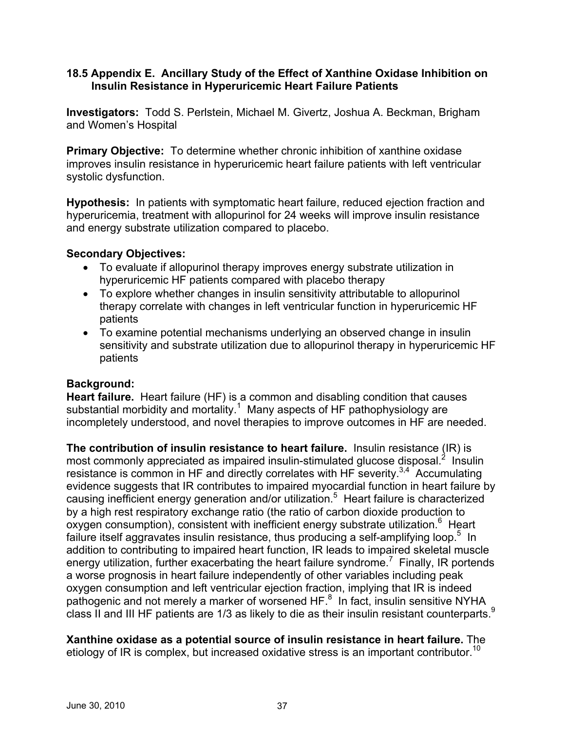## 18.5 Appendix E. Ancillary Study of the Effect of Xanthine Oxidase Inhibition on Insulin Resistance in Hyperuricemic Heart Failure Patients

**Investigators:** Todd S. Perlstein, Michael M. Givertz, Joshua A. Beckman, Brigham and Women's Hospital

**Primary Objective:** To determine whether chronic inhibition of xanthine oxidase improves insulin resistance in hyperuricemic heart failure patients with left ventricular systolic dysfunction.

**Hypothesis:** In patients with symptomatic heart failure, reduced ejection fraction and hyperuricemia, treatment with allopurinol for 24 weeks will improve insulin resistance and energy substrate utilization compared to placebo.

**Secondary Objectives:**

- To evaluate if allopurinol therapy improves energy substrate utilization in hyperuricemic HF patients compared with placebo therapy
- To explore whether changes in insulin sensitivity attributable to allopurinol therapy correlate with changes in left ventricular function in hyperuricemic HF patients
- To examine potential mechanisms underlying an observed change in insulin sensitivity and substrate utilization due to allopurinol therapy in hyperuricemic HF patients

**Background:**

**Heart failure.** Heart failure (HF) is a common and disabling condition that causes substantial morbidity and mortality.[1] Many aspects of HF pathophysiology are incompletely understood, and novel therapies to improve outcomes in HF are needed.

**The contribution of insulin resistance to heart failure.** Insulin resistance (IR) is most commonly appreciated as impaired insulin-stimulated glucose disposal.[2] Insulin resistance is common in HF and directly correlates with HF severity.[3,4] Accumulating evidence suggests that IR contributes to impaired myocardial function in heart failure by causing inefficient energy generation and/or utilization.[5] Heart failure is characterized by a high rest respiratory exchange ratio (the ratio of carbon dioxide production to oxygen consumption), consistent with inefficient energy substrate utilization.[6] Heart failure itself aggravates insulin resistance, thus producing a self-amplifying loop.[5] In addition to contributing to impaired heart function, IR leads to impaired skeletal muscle energy utilization, further exacerbating the heart failure syndrome.[7] Finally, IR portends a worse prognosis in heart failure independently of other variables including peak oxygen consumption and left ventricular ejection fraction, implying that IR is indeed pathogenic and not merely a marker of worsened HF.[8] In fact, insulin sensitive NYHA class II and III HF patients are 1/3 as likely to die as their insulin resistant counterparts.[9]

**Xanthine oxidase as a potential source of insulin resistance in heart failure.** The etiology of IR is complex, but increased oxidative stress is an important contributor.[10]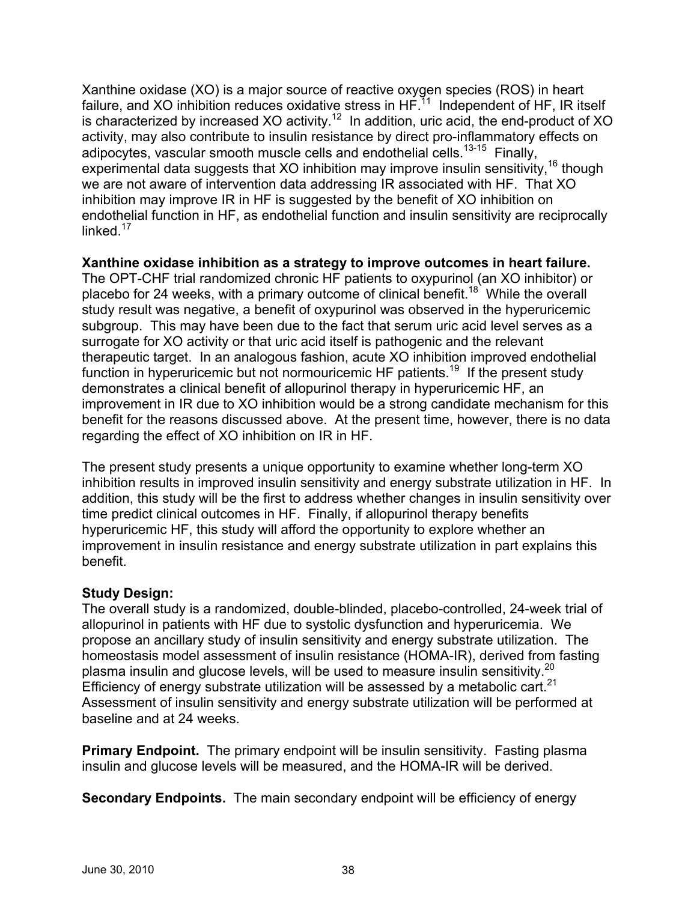Xanthine oxidase (XO) is a major source of reactive oxygen species (ROS) in heart failure, and XO inhibition reduces oxidative stress in HF.[11] Independent of HF, IR itself is characterized by increased XO activity.[12] In addition, uric acid, the end-product of XO activity, may also contribute to insulin resistance by direct pro-inflammatory effects on adipocytes, vascular smooth muscle cells and endothelial cells.[13-15] Finally, experimental data suggests that XO inhibition may improve insulin sensitivity,[16] though we are not aware of intervention data addressing IR associated with HF. That XO inhibition may improve IR in HF is suggested by the benefit of XO inhibition on endothelial function in HF, as endothelial function and insulin sensitivity are reciprocally linked.[17]

**Xanthine oxidase inhibition as a strategy to improve outcomes in heart failure.** The OPT-CHF trial randomized chronic HF patients to oxypurinol (an XO inhibitor) or placebo for 24 weeks, with a primary outcome of clinical benefit.[18] While the overall study result was negative, a benefit of oxypurinol was observed in the hyperuricemic subgroup. This may have been due to the fact that serum uric acid level serves as a surrogate for XO activity or that uric acid itself is pathogenic and the relevant therapeutic target. In an analogous fashion, acute XO inhibition improved endothelial function in hyperuricemic but not normouricemic HF patients.[19] If the present study demonstrates a clinical benefit of allopurinol therapy in hyperuricemic HF, an improvement in IR due to XO inhibition would be a strong candidate mechanism for this benefit for the reasons discussed above. At the present time, however, there is no data regarding the effect of XO inhibition on IR in HF.

The present study presents a unique opportunity to examine whether long-term XO inhibition results in improved insulin sensitivity and energy substrate utilization in HF. In addition, this study will be the first to address whether changes in insulin sensitivity over time predict clinical outcomes in HF. Finally, if allopurinol therapy benefits hyperuricemic HF, this study will afford the opportunity to explore whether an improvement in insulin resistance and energy substrate utilization in part explains this benefit.

**Study Design:**
The overall study is a randomized, double-blinded, placebo-controlled, 24-week trial of allopurinol in patients with HF due to systolic dysfunction and hyperuricemia. We propose an ancillary study of insulin sensitivity and energy substrate utilization. The homeostasis model assessment of insulin resistance (HOMA-IR), derived from fasting plasma insulin and glucose levels, will be used to measure insulin sensitivity.[20] Efficiency of energy substrate utilization will be assessed by a metabolic cart.[21] Assessment of insulin sensitivity and energy substrate utilization will be performed at baseline and at 24 weeks.

**Primary Endpoint.** The primary endpoint will be insulin sensitivity. Fasting plasma insulin and glucose levels will be measured, and the HOMA-IR will be derived.

**Secondary Endpoints.** The main secondary endpoint will be efficiency of energy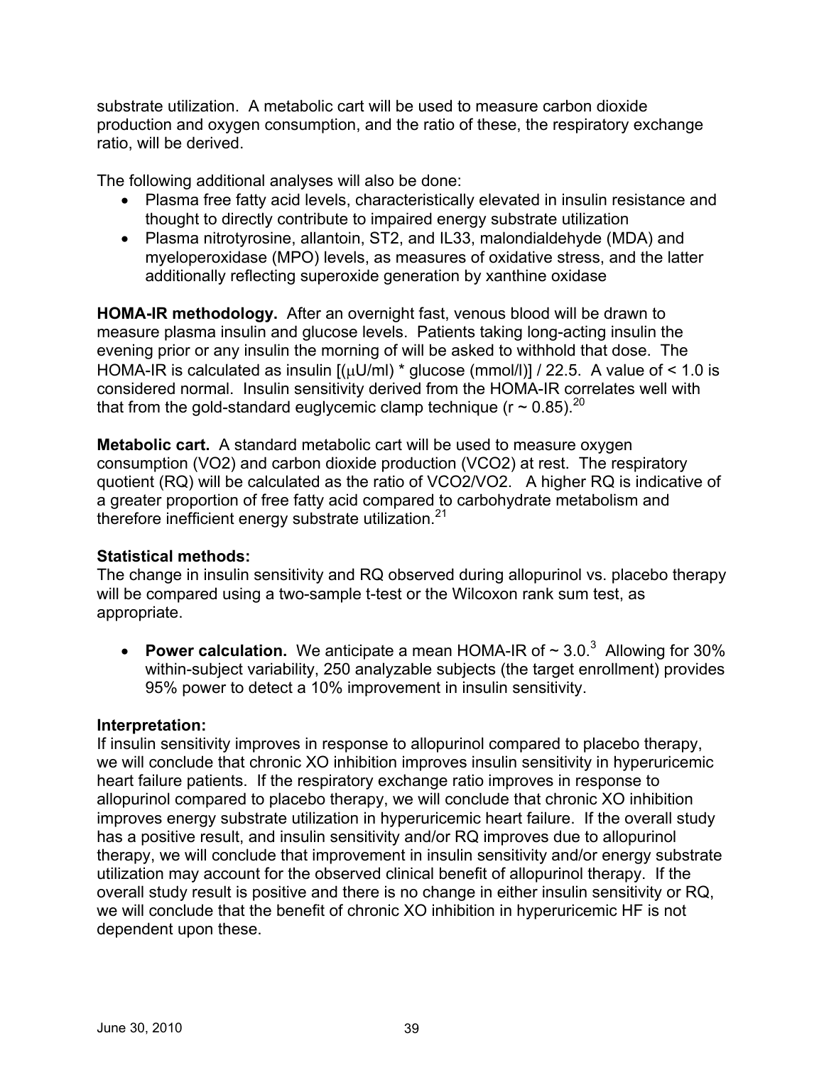substrate utilization. A metabolic cart will be used to measure carbon dioxide production and oxygen consumption, and the ratio of these, the respiratory exchange ratio, will be derived.

The following additional analyses will also be done:

- Plasma free fatty acid levels, characteristically elevated in insulin resistance and thought to directly contribute to impaired energy substrate utilization
- Plasma nitrotyrosine, allantoin, ST2, and IL33, malondialdehyde (MDA) and myeloperoxidase (MPO) levels, as measures of oxidative stress, and the latter additionally reflecting superoxide generation by xanthine oxidase

**HOMA-IR methodology.** After an overnight fast, venous blood will be drawn to measure plasma insulin and glucose levels. Patients taking long-acting insulin the evening prior or any insulin the morning of will be asked to withhold that dose. The HOMA-IR is calculated as insulin [(μU/ml) * glucose (mmol/l)] / 22.5. A value of < 1.0 is considered normal. Insulin sensitivity derived from the HOMA-IR correlates well with that from the gold-standard euglycemic clamp technique (r ~ 0.85).[20]

**Metabolic cart.** A standard metabolic cart will be used to measure oxygen consumption (VO2) and carbon dioxide production (VCO2) at rest. The respiratory quotient (RQ) will be calculated as the ratio of VCO2/VO2. A higher RQ is indicative of a greater proportion of free fatty acid compared to carbohydrate metabolism and therefore inefficient energy substrate utilization.[21]

**Statistical methods:**
The change in insulin sensitivity and RQ observed during allopurinol vs. placebo therapy will be compared using a two-sample t-test or the Wilcoxon rank sum test, as appropriate.

- **Power calculation.** We anticipate a mean HOMA-IR of ~ 3.0.[3] Allowing for 30% within-subject variability, 250 analyzable subjects (the target enrollment) provides 95% power to detect a 10% improvement in insulin sensitivity.

**Interpretation:**
If insulin sensitivity improves in response to allopurinol compared to placebo therapy, we will conclude that chronic XO inhibition improves insulin sensitivity in hyperuricemic heart failure patients. If the respiratory exchange ratio improves in response to allopurinol compared to placebo therapy, we will conclude that chronic XO inhibition improves energy substrate utilization in hyperuricemic heart failure. If the overall study has a positive result, and insulin sensitivity and/or RQ improves due to allopurinol therapy, we will conclude that improvement in insulin sensitivity and/or energy substrate utilization may account for the observed clinical benefit of allopurinol therapy. If the overall study result is positive and there is no change in either insulin sensitivity or RQ, we will conclude that the benefit of chronic XO inhibition in hyperuricemic HF is not dependent upon these.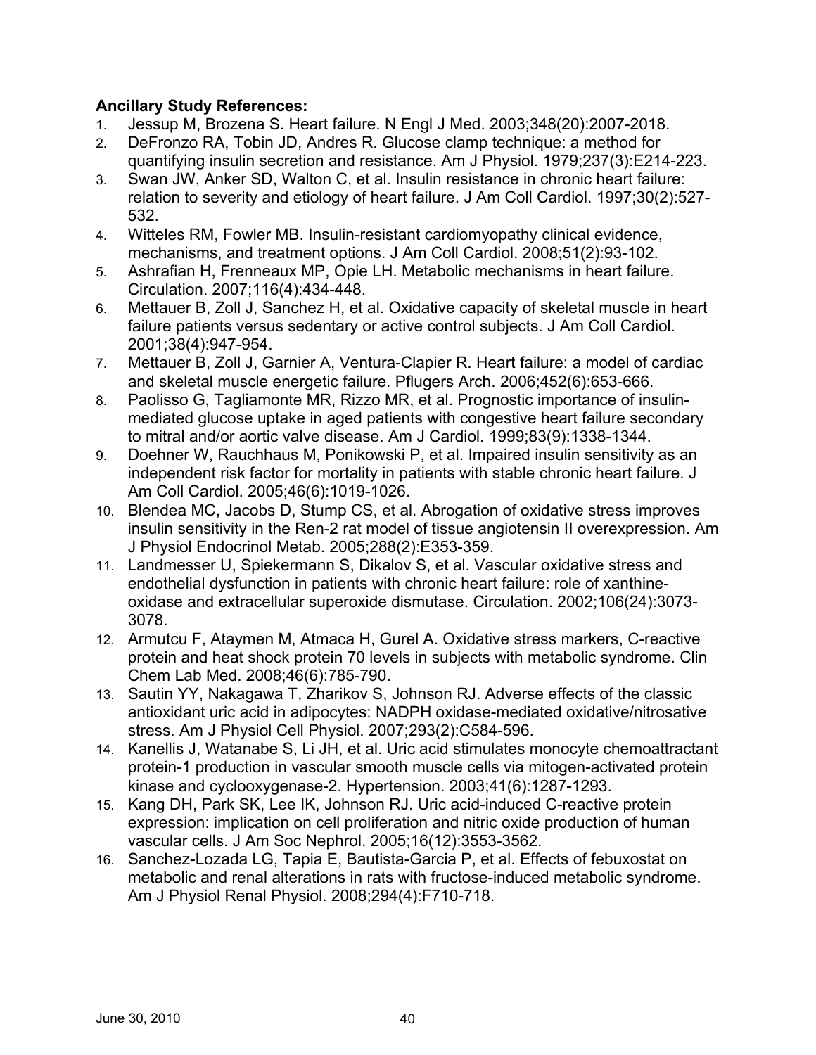**Ancillary Study References:**

1. Jessup M, Brozena S. Heart failure. N Engl J Med. 2003;348(20):2007-2018.
2. DeFronzo RA, Tobin JD, Andres R. Glucose clamp technique: a method for quantifying insulin secretion and resistance. Am J Physiol. 1979;237(3):E214-223.
3. Swan JW, Anker SD, Walton C, et al. Insulin resistance in chronic heart failure: relation to severity and etiology of heart failure. J Am Coll Cardiol. 1997;30(2):527-532.
4. Witteles RM, Fowler MB. Insulin-resistant cardiomyopathy clinical evidence, mechanisms, and treatment options. J Am Coll Cardiol. 2008;51(2):93-102.
5. Ashrafian H, Frenneaux MP, Opie LH. Metabolic mechanisms in heart failure. Circulation. 2007;116(4):434-448.
6. Mettauer B, Zoll J, Sanchez H, et al. Oxidative capacity of skeletal muscle in heart failure patients versus sedentary or active control subjects. J Am Coll Cardiol. 2001;38(4):947-954.
7. Mettauer B, Zoll J, Garnier A, Ventura-Clapier R. Heart failure: a model of cardiac and skeletal muscle energetic failure. Pflugers Arch. 2006;452(6):653-666.
8. Paolisso G, Tagliamonte MR, Rizzo MR, et al. Prognostic importance of insulin-mediated glucose uptake in aged patients with congestive heart failure secondary to mitral and/or aortic valve disease. Am J Cardiol. 1999;83(9):1338-1344.
9. Doehner W, Rauchhaus M, Ponikowski P, et al. Impaired insulin sensitivity as an independent risk factor for mortality in patients with stable chronic heart failure. J Am Coll Cardiol. 2005;46(6):1019-1026.
10. Blendea MC, Jacobs D, Stump CS, et al. Abrogation of oxidative stress improves insulin sensitivity in the Ren-2 rat model of tissue angiotensin II overexpression. Am J Physiol Endocrinol Metab. 2005;288(2):E353-359.
11. Landmesser U, Spiekermann S, Dikalov S, et al. Vascular oxidative stress and endothelial dysfunction in patients with chronic heart failure: role of xanthine-oxidase and extracellular superoxide dismutase. Circulation. 2002;106(24):3073-3078.
12. Armutcu F, Ataymen M, Atmaca H, Gurel A. Oxidative stress markers, C-reactive protein and heat shock protein 70 levels in subjects with metabolic syndrome. Clin Chem Lab Med. 2008;46(6):785-790.
13. Sautin YY, Nakagawa T, Zharikov S, Johnson RJ. Adverse effects of the classic antioxidant uric acid in adipocytes: NADPH oxidase-mediated oxidative/nitrosative stress. Am J Physiol Cell Physiol. 2007;293(2):C584-596.
14. Kanellis J, Watanabe S, Li JH, et al. Uric acid stimulates monocyte chemoattractant protein-1 production in vascular smooth muscle cells via mitogen-activated protein kinase and cyclooxygenase-2. Hypertension. 2003;41(6):1287-1293.
15. Kang DH, Park SK, Lee IK, Johnson RJ. Uric acid-induced C-reactive protein expression: implication on cell proliferation and nitric oxide production of human vascular cells. J Am Soc Nephrol. 2005;16(12):3553-3562.
16. Sanchez-Lozada LG, Tapia E, Bautista-Garcia P, et al. Effects of febuxostat on metabolic and renal alterations in rats with fructose-induced metabolic syndrome. Am J Physiol Renal Physiol. 2008;294(4):F710-718.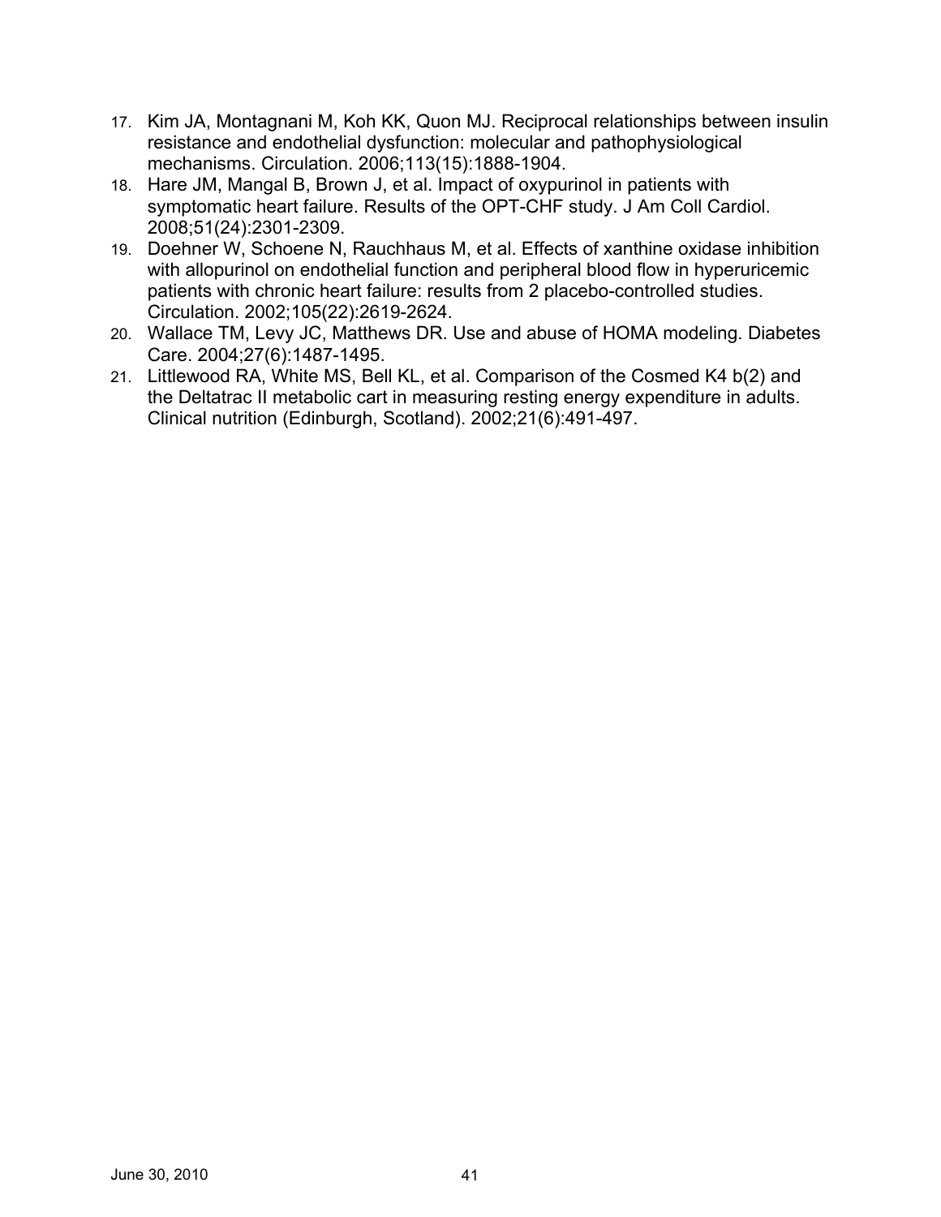17. Kim JA, Montagnani M, Koh KK, Quon MJ. Reciprocal relationships between insulin resistance and endothelial dysfunction: molecular and pathophysiological mechanisms. Circulation. 2006;113(15):1888-1904.
18. Hare JM, Mangal B, Brown J, et al. Impact of oxypurinol in patients with symptomatic heart failure. Results of the OPT-CHF study. J Am Coll Cardiol. 2008;51(24):2301-2309.
19. Doehner W, Schoene N, Rauchhaus M, et al. Effects of xanthine oxidase inhibition with allopurinol on endothelial function and peripheral blood flow in hyperuricemic patients with chronic heart failure: results from 2 placebo-controlled studies. Circulation. 2002;105(22):2619-2624.
20. Wallace TM, Levy JC, Matthews DR. Use and abuse of HOMA modeling. Diabetes Care. 2004;27(6):1487-1495.
21. Littlewood RA, White MS, Bell KL, et al. Comparison of the Cosmed K4 b(2) and the Deltatrac II metabolic cart in measuring resting energy expenditure in adults. Clinical nutrition (Edinburgh, Scotland). 2002;21(6):491-497.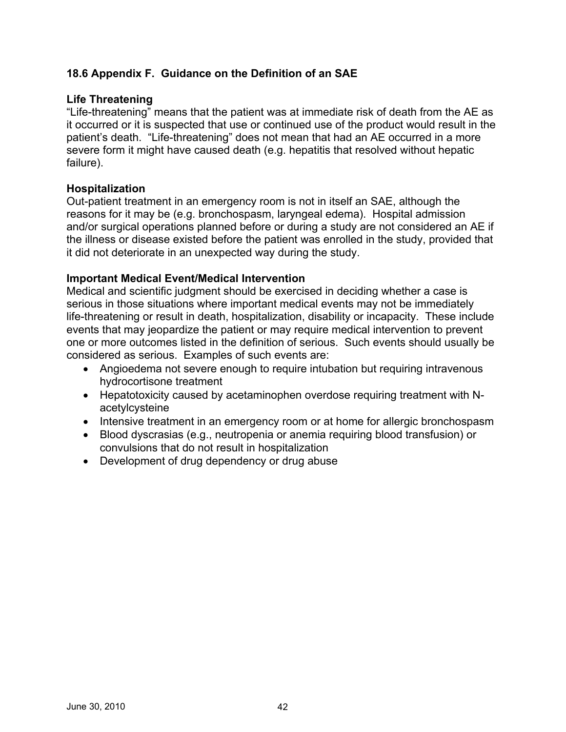## 18.6 Appendix F. Guidance on the Definition of an SAE

### Life Threatening

"Life-threatening" means that the patient was at immediate risk of death from the AE as it occurred or it is suspected that use or continued use of the product would result in the patient's death. "Life-threatening" does not mean that had an AE occurred in a more severe form it might have caused death (e.g. hepatitis that resolved without hepatic failure).

### Hospitalization

Out-patient treatment in an emergency room is not in itself an SAE, although the reasons for it may be (e.g. bronchospasm, laryngeal edema). Hospital admission and/or surgical operations planned before or during a study are not considered an AE if the illness or disease existed before the patient was enrolled in the study, provided that it did not deteriorate in an unexpected way during the study.

### Important Medical Event/Medical Intervention

Medical and scientific judgment should be exercised in deciding whether a case is serious in those situations where important medical events may not be immediately life-threatening or result in death, hospitalization, disability or incapacity. These include events that may jeopardize the patient or may require medical intervention to prevent one or more outcomes listed in the definition of serious. Such events should usually be considered as serious. Examples of such events are:

- Angioedema not severe enough to require intubation but requiring intravenous hydrocortisone treatment
- Hepatotoxicity caused by acetaminophen overdose requiring treatment with N-acetylcysteine
- Intensive treatment in an emergency room or at home for allergic bronchospasm
- Blood dyscrasias (e.g., neutropenia or anemia requiring blood transfusion) or convulsions that do not result in hospitalization
- Development of drug dependency or drug abuse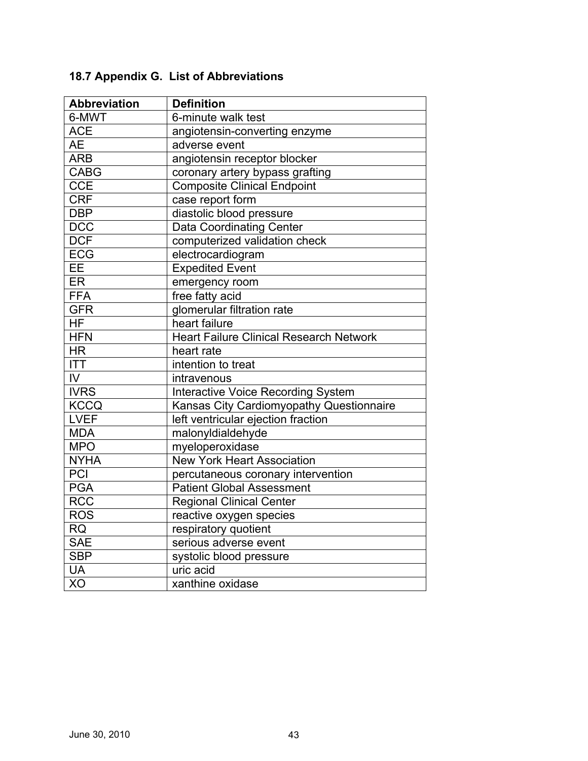### 18.7 Appendix G. List of Abbreviations

| Abbreviation | Definition |
| --- | --- |
| 6-MWT | 6-minute walk test |
| ACE | angiotensin-converting enzyme |
| AE | adverse event |
| ARB | angiotensin receptor blocker |
| CABG | coronary artery bypass grafting |
| CCE | Composite Clinical Endpoint |
| CRF | case report form |
| DBP | diastolic blood pressure |
| DCC | Data Coordinating Center |
| DCF | computerized validation check |
| ECG | electrocardiogram |
| EE | Expedited Event |
| ER | emergency room |
| FFA | free fatty acid |
| GFR | glomerular filtration rate |
| HF | heart failure |
| HFN | Heart Failure Clinical Research Network |
| HR | heart rate |
| ITT | intention to treat |
| IV | intravenous |
| IVRS | Interactive Voice Recording System |
| KCCQ | Kansas City Cardiomyopathy Questionnaire |
| LVEF | left ventricular ejection fraction |
| MDA | malonyldialdehyde |
| MPO | myeloperoxidase |
| NYHA | New York Heart Association |
| PCI | percutaneous coronary intervention |
| PGA | Patient Global Assessment |
| RCC | Regional Clinical Center |
| ROS | reactive oxygen species |
| RQ | respiratory quotient |
| SAE | serious adverse event |
| SBP | systolic blood pressure |
| UA | uric acid |
| XO | xanthine oxidase |

June 30, 2010